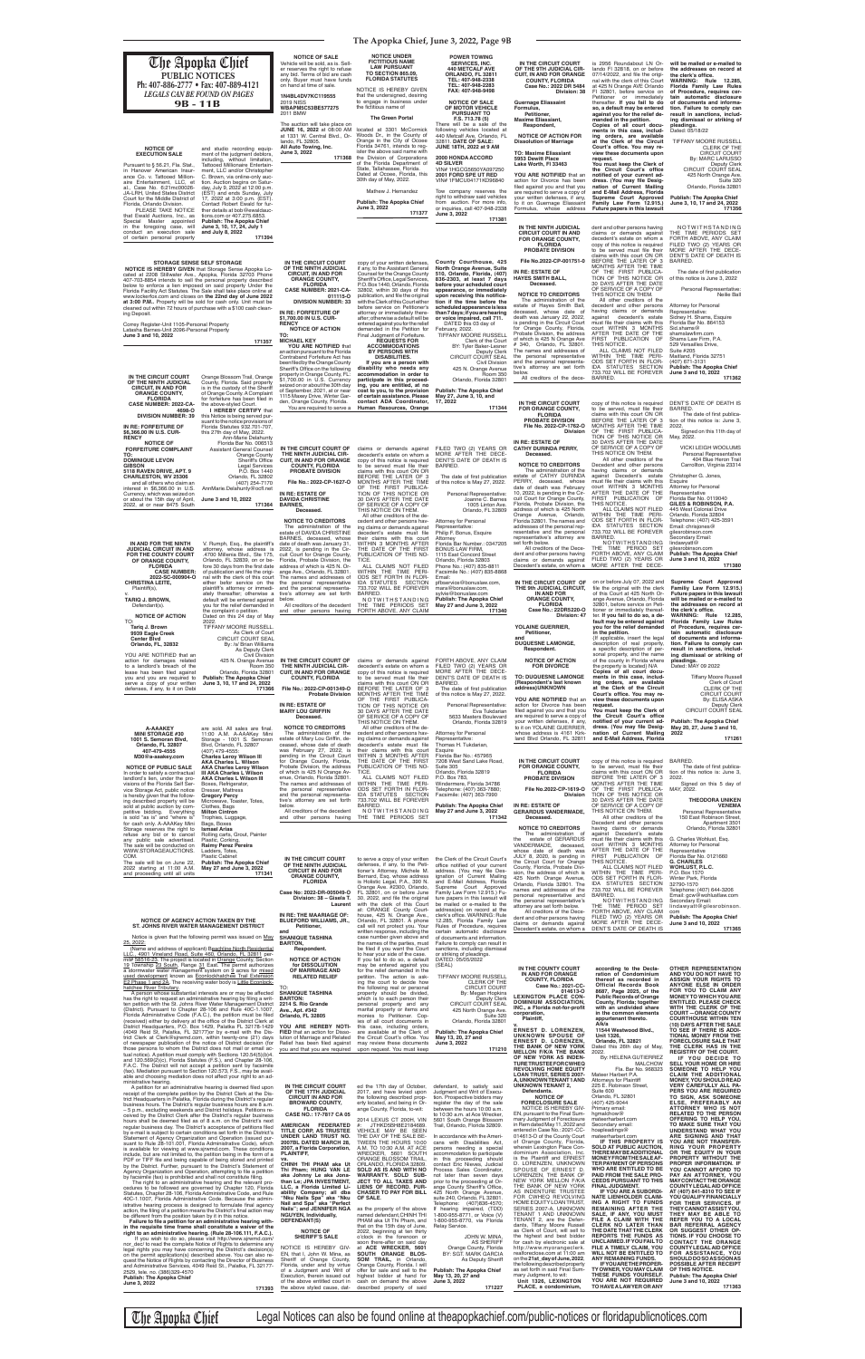# The Apopka Chief

**PUBLIC NOTICES**
Ph: 407-886-2777 • Fax: 407-889-4121
*LEGALS CAN BE FOUND ON PAGES* **9B - 11B**

---

**NOTICE OF EXECUTION SALE**

Pursuant to § 56.21, Fla. Stat., in Hanover American Insurance Co. v. Tattooed Millionaire Entertainment, LLC, et al., Case No. 6:21mc00026-JA-LRH, United States District Court for the Middle District of Florida, Orlando Division.

PLEASE TAKE NOTICE that Exalt Auctions, Inc., as Special Master appointed in the foregoing case, will conduct an execution sale of certain personal property and studio recording equipment of the judgment debtors, including without limitation, Tattooed Millionaire Entertainment, LLC and/or Christopher C. Brown, via online-only auction. Auction begins on Saturday, July 9, 2022 at 12:00 p.m. (EST) and ends Sunday, July 17, 2022 at 3:00 p.m. (EST). Contact Robert Elwald for further details at bob@exaltauctions.com or 407.279.9853.

**Publish: The Apopka Chief June 3, 10, 17, 24, July 1 and July 8, 2022**
**171394**

---

**NOTICE OF SALE**

Vehicles will be sold, as-is. Seller reserves the right to refuse any bid. Terms of bid are cash only. Buyer must have funds on hand at time of sale.

**1N4BL4DV7KC119585**
2019 NISS
**WBAPM5C53BE577275**
2011 BMW

The auction will take place on **JUNE 16, 2022** at 08:00 AM at 1331 W. Central Blvd., Orlando, FL 32805.
**All Auto Towing, Inc.**
**June 3, 2022**
**171368**

---

**NOTICE UNDER FICTITIOUS NAME LAW PURSUANT TO SECTION 865.09, FLORIDA STATUTES**

NOTICE IS HEREBY GIVEN that the undersigned, desiring to engage in business under the fictitious name of

**The Green Portal**

located at 3301 McCormick Woods Dr, in the County of Orange in the City of Ocoee Florida 34761, intends to register the said name with the Division of Corporations of the Florida Department of State, Tallahassee, Florida. Dated at Ocoee, Florida, this 30th day of May, 2022.

Mathew J. Hernandez

**Publish: The Apopka Chief June 3, 2022**
**171377**

---

**POWER TOWING SERVICES, INC.**
**440 METCALF AVE**
**ORLANDO, FL 32811**
**TEL: 407-948-2338**
**TEL: 407-948-2283**
**FAX: 407-948-9498**

**NOTICE OF SALE OF MOTOR VEHICLE PURSUANT TO F.S. 713.78 (5)**

There will be a sale of the following vehicles located at 440 Metcalf Ave, Orlando, FL 32811: **DATE OF SALE: JUNE 16TH, 2022 at 9 AM**

**2000 HONDA ACCORD 4D SILVER**
VIN# 1HGCG5650YA097250
**2001 FORD SPE UT RED**
VIN# 1FMCU04171KD96840

Tow company reserves the right to withdraw said vehicles from auction. For more info or inquiries, call 407-948-2338

**June 3, 2022**
**171381**

---

**IN THE CIRCUIT COURT OF THE 9TH JUDICIAL CIRCUIT, IN AND FOR ORANGE COUNTY, FLORIDA**
**Case No.: 2022 DR 5484**
**Division: 38**

**Guerrage Eliassaint Formulus,**
**Petitioner,**
**and**
**Maxime Eliassaint,**
**Respondent.**

**NOTICE OF ACTION FOR Dissolution of Marriage**

**TO: Maxime Eliassaint**
**5953 Sewitt Place**
**Lake Worth, FL 33463**

**YOU ARE NOTIFIED** that an action for Divorce has been filed against you and that you are required to serve a copy of your written defenses, if any, to it on Guerrage Eliassaint Formulus, whose address is 2956 Roundabout LN Orlando Fl 32818, on or before 07/14/2022, and file the original with the clerk of this Court at 425 N Orange AVE Orlando Fl 32801, before service on Petitioner or immediately thereafter. **If you fail to do so, a default may be entered against you for the relief demanded in the petition.**

**Copies of all court documents in this case, including orders, are available at the Clerk of the Circuit Court's office. You may review these documents upon request.**

**You must keep the Clerk of the Circuit Court's office notified of your current address. (You may file Designation of Current Mailing and E-Mail Address, Florida Supreme Court Approved Family Law Form 12.915.) Future papers in this lawsuit will be mailed or e-mailed to the addresses on record at the clerk's office.**

**WARNING: Rule 12.285, Florida Family Law Rules of Procedure, requires certain automatic disclosure of documents and information. Failure to comply can result in sanctions, including dismissal or striking of pleadings.**

Dated: 05/18/22

TIFFANY MOORE RUSSELL
CLERK OF THE CIRCUIT COURT
By: MARC LARUSSO
Deputy Clerk
CIRCUIT COURT SEAL
425 North Orange Ave.
Suite 320
Orlando, Florida 32801

**Publish: The Apopka Chief June 3, 10, 17 and 24, 2022**
**171356**

---

**STORAGE SENSE SELF STORAGE**

**NOTICE IS HEREBY GIVEN** that Storage Sense Apopka Located at 2008 Stillwater Ave., Apopka, Florida 32703 Phone 407-703-8854 intends to sell the personal property described below to enforce a lien imposed on said property Under the Florida Facility Act Statutes. The Sale shall take place online at www.lockerfox.com and closes on the **22nd day of June 2022 at 3:00 P.M.** Property will be sold for cash only. Unit must be cleaned out within 72 hours of purchase with a $100 cash cleaning Deposit.

Comey Register-Unit 1105-Personal Property
Latasha Barnes-Unit 2096-Personal Property

**June 3 and 10, 2022**
**171357**

---

**IN THE CIRCUIT COURT OF THE NINTH JUDICIAL CIRCUIT, IN AND FOR ORANGE COUNTY, FLORIDA**
**CASE NUMBER: 2021-CA-011115-O**
**DIVISION NUMBER: 33**

**IN RE: FORFEITURE OF $1,700.00 IN U.S. CURRENCY**

**NOTICE OF ACTION**

**TO: MICHAEL KEY**

**YOU ARE NOTIFIED** that an action pursuant to the Florida Contraband Forfeiture Act has been filed by the Orange County Sheriff's Office on the following property in Orange County, FL: $1,700.00 in U.S. Currency seized on or about the 30th day of September, 2021, at or near 1115 Maxey Drive, Winter Garden, Orange County, Florida. You are required to serve a copy of your written defenses, if any, to the Assistant General Counsel for the Orange County Sheriff's Office, Legal Services, P.O. Box 1440, Orlando, Florida 32802, within 20 days of this publication, and file the original with the Clerk of this Court either before service on Petitioner's attorney or immediately thereafter; otherwise a default will be entered against you for the relief demanded in the Petition for Final Judgment of Forfeiture.

**REQUESTS FOR ACCOMMODATIONS BY PERSONS WITH DISABILITIES**

**If you are a person with disability who needs any accommodation in order to participate in this proceeding, you are entitled, at no cost to you, to the provision of certain assistance. Please contact ADA Coordinator, Human Resources, Orange County Courthouse, 425 North Orange Avenue, Suite 510, Orlando, Florida, (407) 836-2303, at least 7 days before your scheduled court appearance, or immediately upon receiving this notification if the time before the scheduled appearance is less than 7 days; if you are hearing or voice impaired, call 711.**

DATED this 03 of February, 2022.

TIFFANY MOORE RUSSELL
Clerk of the Court
By: Tyler Baker-Leaner
Deputy Clerk
CIRCUIT COURT SEAL
Civil Division
425 N. Orange Avenue
Room 350
Orlando, Florida 32801

**Publish: The Apopka Chief May 27, June 3, 10, and 17, 2022**
**171344**

---

**IN THE NINTH JUDICIAL CIRCUIT COURT IN AND FOR ORANGE COUNTY, FLORIDA PROBATE DIVISION**
**File No.2022-CP-001751-O**

**IN RE: ESTATE OF HAYES SMITH BALL, Deceased.**

**NOTICE TO CREDITORS**

The administration of the estate of Hayes Smith Ball, deceased, whose date of death was January 22, 2022, is pending in the Circuit Court for Orange County, Florida, Probate Division, the address of which is 425 N Orange Ave # 340, Orlando, FL 32801. The names and addresses of the personal representative and the personal representative's attorney are set forth below.

All creditors of the decedent and other persons having claims or demands against decedent's estate on whom a copy of this notice is required to be served must file their claims with this court ON OR BEFORE THE LATER OF 3 MONTHS AFTER THE TIME OF THE FIRST PUBLICATION OF THIS NOTICE OR 30 DAYS AFTER THE DATE OF SERVICE OF A COPY OF THIS NOTICE ON THEM.

All other creditors of the decedent and other persons having claims or demands against decedent's estate must file their claims with this court WITHIN 3 MONTHS AFTER THE DATE OF THE FIRST PUBLICATION OF THIS NOTICE.

ALL CLAIMS NOT FILED WITHIN THE TIME PERIODS SET FORTH IN FLORIDA STATUTES SECTION 733.702 WILL BE FOREVER BARRED.

NOTWITHSTANDING THE TIME PERIODS SET FORTH ABOVE, ANY CLAIM FILED TWO (2) YEARS OR MORE AFTER THE DECEDENT'S DATE OF DEATH IS BARRED.

The date of first publication of this notice is June 3, 2022.

Personal Representative:
Nellie Ball

Attorney for Personal Representative:
Sasha H. Shams, Esquire
Florida Bar No. 864153
Sol.shams@
shamslawfirm.com
Shams Law Firm, P.A.
529 Versailles Drive,
Suite #205
Maitland, Florida 32751
(407) 677-3131

**Publish: The Apopka Chief June 3 and 10, 2022**
**171362**

---

**IN THE CIRCUIT COURT OF THE NINTH JUDICIAL CIRCUIT, IN AND FOR ORANGE COUNTY, FLORIDA**
**CASE NUMBER: 2022-CA-4698-O**
**DIVISION NUMBER: 39**

**IN RE: FORFEITURE OF $6,366.00 IN U.S. CURRENCY**

**NOTICE OF FORFEITURE COMPLAINT**

**TO:**
**DOMINIQUE LEVON GIBSON**
**5118 RAVEN DRIVE, APT. 9**
**CHARLESTON, WV 25306**

and all others who claim an interest in $6,366.00 in U.S. Currency, which was seized on or about the 13th day of April, 2022, at or near 8475 South Orange Blossom Trail, Orange County, Florida. Said property is in the custody of the Sheriff of Orange County. A Complaint for forfeiture has been filed in the above-styled Court.

**I HEREBY CERTIFY** that this Notice is being served pursuant to the notice provisions of Florida Statutes 932.701-707, this 27th day of May, 2022.

Ann-Marie Delahunty
Florida Bar No. 006513
Assistant General Counsel
Orange County Sheriff's Office
Legal Services
P.O. Box 1440
Orlando, FL 32802
(407) 254-7170
AnnMarie.Delahunty@ocfl.net

**June 3 and 10, 2022**
**171364**

---

**IN THE CIRCUIT COURT OF THE NINTH JUDICIAL CIRCUIT, IN AND FOR ORANGE COUNTY, FLORIDA PROBATE DIVISION**
**File No.: 2022-CP-1627-O**

**IN RE: ESTATE OF DAVIDA CHRISTINE BARNES, Deceased.**

**NOTICE TO CREDITORS**

The administration of the estate of DAVIDA CHRISTINE BARNES, deceased, whose date of death was January 31, 2022, is pending in the Circuit Court for Orange County, Florida, Probate Division, the address of which is 425 N. Orange Ave., Orlando, FL 32801. The names and addresses of the personal representative and the personal representative's attorney are set forth below.

All creditors of the decedent and other persons having claims or demands against decedent's estate on whom a copy of this notice is required to be served must file their claims with this court ON OR BEFORE THE LATER OF 3 MONTHS AFTER THE TIME OF THE FIRST PUBLICATION OF THIS NOTICE OR 30 DAYS AFTER THE DATE OF SERVICE OF A COPY OF THIS NOTICE ON THEM.

All other creditors of the decedent and other persons having claims or demands against decedent's estate must file their claims with this court WITHIN 3 MONTHS AFTER THE DATE OF THE FIRST PUBLICATION OF THIS NOTICE.

ALL CLAIMS NOT FILED WITHIN THE TIME PERIODS SET FORTH IN FLORIDA STATUTES SECTION 733.702 WILL BE FOREVER BARRED.

NOTWITHSTANDING THE TIME PERIODS SET FORTH ABOVE, ANY CLAIM FILED TWO (2) YEARS OR MORE AFTER THE DECEDENT'S DATE OF DEATH IS BARRED.

The date of first publication of this notice is May 27, 2022.

Personal Representative:
Joanne C. Barnes
1005 Linton Ave.
Orlando, FL 32809

Attorney for Personal Representative:
Philip F. Bonus, Esquire
Attorney
Florida Bar Number: 0347205
BONUS LAW FIRM,
1115 East Concord Street
Orlando, Florida 32803
Phone No.: (407) 835-8811
Facsimile No.: (407) 835-8868
E-mail: pfbonus@bonuslaw.com, maria@bonuslaw.com, sylvia@bonuslaw.com

**Publish: The Apopka Chief May 27 and June 3, 2022**
**171340**

---

**IN THE CIRCUIT COURT FOR ORANGE COUNTY, FLORIDA PROBATE DIVISION**
**File No. 2022-CP-1762-O**
**Division**

**IN RE: ESTATE OF CATHY DURINDA PERRY, Deceased.**

**NOTICE TO CREDITORS**

The administration of the estate of CATHY DURINDA PERRY, deceased, whose date of death was February 10, 2022, is pending in the Circuit Court for Orange County, Florida, Probate Division, the address of which is 425 North Orange Avenue, Orlando, Florida 32801. The names and addresses of the personal representative and the personal representative's attorney are set forth below.

All creditors of the decedent and other persons having claims or demands against decedent's estate on whom a copy of this notice is required to be served must file their claims with this court ON OR BEFORE THE LATER OF 3 MONTHS AFTER THE TIME OF THE FIRST PUBLICATION OF THIS NOTICE OR 30 DAYS AFTER THE DATE OF SERVICE OF A COPY OF THIS NOTICE ON THEM.

All other creditors of the decedent and other persons having claims or demands against decedent's estate must file their claims with this court WITHIN 3 MONTHS AFTER THE DATE OF THE FIRST PUBLICATION OF THIS NOTICE.

ALL CLAIMS NOT FILED WITHIN THE TIME PERIODS SET FORTH IN FLORIDA STATUTES SECTION 733.702 WILL BE FOREVER BARRED.

NOTWITHSTANDING THE TIME PERIOD SET FORTH ABOVE, ANY CLAIM FILED TWO (2) YEARS OR MORE AFTER THE DECEDENT'S DATE OF DEATH IS BARRED.

The date of first publication of this notice is June 3, 2022.

Signed on this 11th day of May, 2022.

VICKI LEIGH WOOLUMS
Personal Representative
404 Blue Heron Trail
Carrollton, Virginia 23314

Christopher G. Jones, Esquire
Attorney for Personal Representative
Florida Bar No. 0119040
**GILES & ROBINSON, P.A.**
445 West Colonial Drive
Orlando, Florida 32804
Telephone: (407) 425-3591
Email: cinjo@
gilesrobinson.com
Secondary Email:
lindaaye@
gilesrobinson.com

**Publish: The Apopka Chief June 3 and 10, 2022**
**171380**

---

**IN AND FOR THE NINTH JUDICIAL CIRCUIT IN AND FOR THE COUNTY COURT OF ORANGE COUNTY, FLORIDA**
**CASE NUMBER: 2022-SC-008904-O**

**CHRISTINA LEITE,**
Plaintiff(s),
v.
**TARIQ J. BROWN,**
Defendant(s).

**NOTICE OF ACTION**

**TO:**
**Tariq J. Brown**
**9939 Eagle Creek Center Blvd**
**Orlando, FL 32832**

YOU ARE NOTIFIED that an action for damages related to a landlord's breach of the lease has been filed against you and you are required to serve a copy of your written defenses, if any, to it on Debi V. Rumph, Esq., the plaintiff's attorney, whose address is 4700 Millenia Blvd., Ste 175, Orlando, FL 32839, on or before 30 days from the first date of publication and file the original with the clerk of this court either before service on the plaintiff's attorney or immediately thereafter; otherwise a default will be entered against you for the relief demanded in the complaint or petition.

Dated on this 24 day of May 2022.

TIFFANY MOORE RUSSELL
As Clerk of Court
CIRCUIT COURT SEAL
By: /s/ Brian Williams
As Deputy Clerk
Civil Division
425 N. Orange Avenue
Room 350
Orlando, Florida 32801

**Publish: The Apopka Chief June 3, 10, 17 and 24, 2022**
**171366**

---

**IN THE CIRCUIT COURT OF THE NINTH JUDICIAL CIRCUIT, IN AND FOR ORANGE COUNTY, FLORIDA**
**File No.: 2022-CP-001349-O**
**Probate Division**

**IN RE: ESTATE OF MARY LOU GRIFFIN**
**Deceased.**

**NOTICE TO CREDITORS**

The administration of the estate of Mary Lou Griffin, deceased, whose date of death was February 27, 2022, is pending in the Circuit Court for Orange County, Florida, Probate Division, the address of which is 425 N Orange Avenue, Orlando, Florida 32801. The names and addresses of the personal representative and the personal representative's attorney are set forth below.

All creditors of the decedent and other persons having claims or demands against decedent's estate on whom a copy of this notice is required to be served must file their claims with this court ON OR BEFORE THE LATER OF 3 MONTHS AFTER THE TIME OF THE FIRST PUBLICATION OF THIS NOTICE OR 30 DAYS AFTER THE DATE OF SERVICE OF A COPY OF THIS NOTICE ON THEM.

All other creditors of the decedent and other persons having claims or demands against decedent's estate must file their claims with this court WITHIN 3 MONTHS AFTER THE DATE OF THE FIRST PUBLICATION OF THIS NOTICE.

ALL CLAIMS NOT FILED WITHIN THE TIME PERIODS SET FORTH IN FLORIDA STATUTES SECTION 733.702 WILL BE FOREVER BARRED.

NOTWITHSTANDING THE TIME PERIODS SET FORTH ABOVE, ANY CLAIM FILED TWO (2) YEARS OR MORE AFTER THE DECEDENT'S DATE OF DEATH IS BARRED.

The date of first publication of this notice is May 27, 2022.

Personal Representative:
Eva Tuddenham
5633 Masters Boulevard
Orlando, Florida 32819

Attorney for Personal Representative:
Thomas H. Tuddenham, Esquire
Florida Bar No.: 457965
7380 West Sand Lake Road, Suite 500
Orlando, Florida 32819
P.O. Box 783,
Windermere, Florida 34786
Telephone: (407) 353-7680;
Facsimile: (407) 363-7990

**Publish: The Apopka Chief May 27 and June 3, 2022**
**171342**

---

**IN THE CIRCUIT COURT OF THE 9th JUDICIAL CIRCUIT, IN AND FOR ORANGE COUNTY, FLORIDA**
**Case No.: 22DR5220-O**
**Division: 47**

**YOLAINE GUERRIER,**
**Petitioner,**
**and**
**DUQUESNE LAMONGE,**
**Respondent.**

**NOTICE OF ACTION FOR DIVORCE**

**TO: DUQUESNE LAMONGE (Respondent's last known address)UNKNOWN**

**YOU ARE NOTIFIED** that an action for Divorce has been filed against you and that you are required to serve a copy of your written defenses, if any, to it on YOLAINE GUERRIER, whose address is 4161 Kirkland Blvd Orlando, FL 32811 on or before July 07, 2022 and file the original with the clerk of this Court at 425 North Orange Avenue, Orlando, Florida 32801, before service on Petitioner or immediately thereafter. **If you fail to do so, a default may be entered against you for the relief demanded in the petition.**

{If applicable, insert the legal description of real property, a specific description of personal property, and the name of the county in Florida where the property is located} N/A.

**Copies of all court documents in this case, including orders, are available at the Clerk of the Circuit Court's office. You may review these documents upon request.**

**You must keep the Clerk of the Circuit Court's office notified of your current address. (You may file Designation of Current Mailing and E-Mail Address, Florida Supreme Court Approved Family Law Form 12.915.) Future papers in this lawsuit will be mailed or e-mailed to the addresses on record at the clerk's office.**

**WARNING: Rule 12.285, Florida Family Law Rules of Procedure, requires certain automatic disclosure of documents and information. Failure to comply can result in sanctions, including dismissal or striking of pleadings.**

Dated: MAY 09 2022

Tiffany Moore Russell
Clerk of Court
CLERK OF THE CIRCUIT COURT
By: ELISA ASKA
Deputy Clerk
CIRCUIT COURT SEAL

**Publish: The Apopka Chief May 20, 27, June 3 and 10, 2022**
**171261**

---

**A-AAAKEY MINI STORAGE #30**
**1001 S. Semoran Blvd,**
**Orlando, FL 32807**
**407-479-4555**
**M30@a-aaakey.com**

**NOTICE OF PUBLIC SALE**

In order to satisfy a contractual landlord's lien, under the provisions of the Florida Self Service Storage Act, public notice is hereby given that the following described property will be sold at public auction by competitive bidding. Everything is sold "as is" and "where is" for cash only. A-AAAKey Mini Storage reserves the right to refuse any bid or to cancel any public sale advertised. The sale will be conducted on WWW.STORAGEAUCTIONS.COM.

The sale will be on June 22, 2022 starting at 11:00 A.M. and proceeding until all units are sold. All sales are final.

11:00 A.M. A-AAAKey Mini Storage - 1001 S. Semoran Blvd, Orlando, FL 32807 (407) 479-4555:

**Charles Leroy Wilson III AKA Charles L. Wilson AKA Charles Leroy Wilson III AKA Charles L Wilson AKA Charles L Wilson III** Boxes, Refrigerator, Dresser, Mattress
**Gregory Percy** Microwave, Toaster, Totes, Clothes, Bags
**Milton Clinton** Trophies, Luggage, Bags, Boxes
**Ismael Arias** Rolling carts, Grout, Painter Plastic, Corking,
**Raimy Perez Pereira** Ladders, Totes, Plastic Cabinet

**Publish: The Apopka Chief May 27 and June 3, 2022**
**171341**

---

**IN THE CIRCUIT COURT OF THE NINTH JUDICIAL CIRCUIT, IN AND FOR ORANGE COUNTY, FLORIDA**
**Case No: 2022-DR-005049-O**
**Division: 38 – Sheree T. Laurent**

**IN RE: THE MARRIAGE OF:**
**BLUEFORD WILLIAMS, JR.,**
**Petitioner,**
**and**
**SHANIQUE TASHINA BARTON,**
**Respondent.**

**NOTICE OF ACTION for DISSOLUTION OF MARRIAGE AND RELATED RELIEF**

**TO: SHANIQUE TASHINA BARTON**
**2214 S. Rio Grande Ave., Apt. #242**
**Orlando, FL 32805**

**YOU ARE HEREBY NOTIFIED** that an action for Dissolution of Marriage and Related Relief has been filed against you and that you are required to serve a copy of your written defenses, if any to the Petitioner's Attorney, Michele M. Bernard, Esq., whose address is Holistic Legal, P.A., 390 N. Orange Ave, #2300, Orlando, FL 32801, on or before June 30, 2022, and file the original with the clerk of this Court at: ORANGE County Courthouse, 425 N. Orange Ave., Orlando, FL 32801. A phone call will not protect you. Your written response, including the case number given above and the names of the parties, must be filed if you want the Court to hear your side of the case. If you fail to do so, a default may be entered against you for the relief demanded in the petition. The action is asking the court to decide how the following real or personal property should be divided, which is to each person their personal property and any marital property or items and monies to Petitioner. Copies of all court documents in this case, including orders, are available at the Clerk of the Circuit Court's office. You may review these documents upon request. You must keep the Clerk of the Circuit Court's office notified of your current address. (You may file Designation of Current Mailing and E-Mail Address, Florida Supreme Court Approved Family Law Form 12.915.) Future papers in this lawsuit will be mailed or e-mailed to the address(es) on record at the clerk's office. WARNING: Rule 12.285, Florida Family Law Rules of Procedure, requires certain automatic disclosure of documents and information. Failure to comply can result in sanctions, including dismissal or striking of pleadings.

DATED: 05/05/2022
(SEAL)

TIFFANY MOORE RUSSELL
CLERK OF THE CIRCUIT COURT
By: Megan Hopkins
Deputy Clerk
CIRCUIT COURT SEAL
425 North Orange Ave.
Suite 320
Orlando, Florida 32801

**Publish: The Apopka Chief May 13, 20, 27 and June 3, 2022**
**171210**

---

**IN THE CIRCUIT COURT FOR ORANGE COUNTY, FLORIDA PROBATE DIVISION**
**File No.2022-CP-1619-O**
**Division**

**IN RE: ESTATE OF GERARDUS VANDERMADE, Deceased.**

**NOTICE TO CREDITORS**

The administration of the estate of GERARDUS VANDERMADE, deceased, whose date of death was July 8, 2020, is pending in the Circuit Court for Orange County, Florida, Probate Division, the address of which is 425 North Orange Avenue, Orlando, Florida 32801. The names and addresses of the personal representative and the personal representative's attorney are set forth below.

All creditors of the decedent and other persons having claims or demands against decedent's estate on whom a copy of this notice is required to be served must file their claims with this court ON OR BEFORE THE LATER OF 3 MONTHS AFTER THE TIME OF THE FIRST PUBLICATION OF THIS NOTICE OR 30 DAYS AFTER THE DATE OF SERVICE OF A COPY OF THIS NOTICE ON THEM.

All other creditors of the decedent and other persons having claims or demands against decedent's estate must file their claims with this court WITHIN 3 MONTHS AFTER THE DATE OF THE FIRST PUBLICATION OF THIS NOTICE.

ALL CLAIMS NOT FILED WITHIN THE TIME PERIODS SET FORTH IN FLORIDA STATUTES SECTION 733.702 WILL BE FOREVER BARRED.

NOTWITHSTANDING THE TIME PERIOD SET FORTH ABOVE, ANY CLAIM FILED TWO (2) YEARS OR MORE AFTER THE DECEDENT'S DATE OF DEATH IS BARRED.

The date of first publication of this notice is June 3, 2022.

Signed on this 5 day of MAY, 2022.

**THEODORA UNIKEN VENEMA**
Personal Representative
150 East Robinson Street, Unit 2501
Orlando, Florida 32801

G. Charles Wohlust, Esq.
Attorney for Personal Representative
Florida Bar No. 0121660
**GILES & ROBINSON WOHLUST, P.L.L.C.**
P.O. Box 1570
Winter Park, Florida 32790-1570
Telephone: (407) 644-3206
Email: gcw@wohlustlaw.com
Secondary Email:
lindaaye@gilesrobinson.com

**Publish: The Apopka Chief June 3 and 10, 2022**
**171365**

---

**NOTICE OF AGENCY ACTION TAKEN BY THE ST. JOHNS RIVER WATER MANAGEMENT DISTRICT**

Notice is given that the following permit was issued on May 25, 2022:

(Name and address of applicant) Beachline North Residential LLC., 4901 Vineland Road, Suite 450, Orlando, FL 32811 permit 56516-23. The project is located in Orange County, Section 15 Township 23 South, Range 31 East. The permit authorizes a Stormwater Management System on 5 acres for mixed used development known as Econlockhatchee Trail Extension Ph 2 Phase 1 and 2B. The receiving water body is Little Econlockhatchee River Tributary.

A person whose substantial interests are or may be affected has the right to request an administrative hearing by filing a written petition with the St. Johns River Water Management District (District). Pursuant to Chapter 28-106 and Rule 40C-1.1007, Florida Administrative Code (F.A.C.), the petition must be filed (received) either by delivery at the office of the District Clerk at District Headquarters, P.O. Box 1429, Palatka, FL 32178-1429 (4049 Reid St, Palatka, FL 32177) or by e-mail with the District Clerk at Clerk@sjrwmd.com, within twenty-one (21) days of newspaper publication of the notice of District decision (for those persons to whom the District does not mail or email actual notice). A petition must comply with Sections 120.54(5)(b)4. and 120.569(2)(c), Florida Statutes (F.S.), and Chapter 28-106, F.A.C. The District will not accept a petition sent by facsimile (fax). Mediation pursuant to Section 120.573, F.S., may be available and choosing mediation does not affect your right to an administrative hearing.

A petition for an administrative hearing is deemed filed upon receipt of the complete petition by the District Clerk at the District Headquarters in Palatka, Florida during the District's regular business hours. The District's regular business hours are 8 a.m. – 5 p.m., excluding weekends and District holidays. Petitions received by the District Clerk after the District's regular business hours shall be deemed filed as of 8 a.m. on the District's next regular business day. The District's acceptance of petitions filed by e-mail is subject to certain conditions set forth in the District's Statement of Agency Organization and Operation (issued pursuant to Rule 28-101.001, Florida Administrative Code), which is available for viewing at www.sjrwmd.com. These conditions include, but are not limited to, the petition being in the form of a PDF or TIFF file and being capable of being stored and printed by the District. Further, pursuant to the District's Statement of Agency Organization and Operation, attempting to file a petition by facsimile (fax) is prohibited and shall not constitute filing.

The right to an administrative hearing and the relevant procedures to be followed are governed by Chapter 120, Florida Statutes, Chapter 28-106, Florida Administrative Code, and Rule 40C-1.1007, Florida Administrative Code. Because the administrative hearing process is designed to formulate final agency action, the filing of a petition means the District's final action may be different from the position taken by it in this notice.

**Failure to file a petition for an administrative hearing within the requisite time frame shall constitute a waiver of the right to an administrative hearing. (Rule 28-106.111, F.A.C.).**

If you wish to do so, please visit http://www.sjrwmd.com/nor_dec/ to read the complete Notice of Rights to determine any legal rights you may have concerning the District's decision(s) on the permit application(s) described above. You can also request the Notice of Rights by contacting the Director of Business and Administrative Services, 4049 Reid St., Palatka, FL 32177-2529, tele. no. (386)329-4570

**Publish: The Apopka Chief June 3, 2022**
**171393**

---

**IN THE CIRCUIT COURT OF THE 9TH JUDICIAL CIRCUIT IN AND FOR ORANGE COUNTY, FLORIDA**
**CASE NO.: 17-7617 CA 05**

**AMERICAN FEDERATED TITLE CORP. AS TRUSTEE UNDER LAND TRUST NO. 2021 DATED MARCH 28, 2021, a Florida Corporation,**
**PLAINTIFF,**
**vs.**
**CHINH THI PHAM aka Ut Thi Pham; HUNG VAN LE aka Johnny Le aka Jonathan Le; JPA INVESTMENT, LLC, a Florida Limited Liability Company; all dba "Nice Nails Spa" aka "Nice Nail and Spa" aka "Perfect Nails"; and JENNIFER NGA NGUYEN, Individually,**
**DEFENDANT(S)**

**NOTICE OF SHERIFF'S SALE**

NOTICE IS HEREBY GIVEN, that I, John W. Mina, as Sheriff of Orange County, Florida, under and by virtue of a Judgment and Writ of Execution, therein issued out of the above entitled court in the above styled cause, dated the 17th day of October, 2017, and have levied upon the following described property located, and being in Orange County, Florida, to-wit:

2014 LEXUS CT 200H, VIN # JTHKD5BH8E2184608. VEHICLE MAY BE SEEN THE DAY OF THE SALE BETWEEN THE HOURS 10:00 A.M. TO 10:30 A.M. AT ACE WRECKER, 5601 SOUTH ORANGE BLOSSOM TRAIL, ORLANDO, FLORIDA 32809. **SOLD AS IS AND WITH NO WARRANTY. SOLD SUBJECT TO ALL TAXES AND LIENS OF RECORD. PURCHASER TO PAY FOR BILL OF SALE.**

as the property of the above named defendant, CHINH THI PHAM aka Ut Thi Pham, and that on the 16th day of June, 2022, beginning at ten thirty o'clock in the forenoon or soon there-after, on said day at **ACE WRECKER, 5601 SOUTH ORANGE BLOSSOM TRAIL**, in Orlando, Orange County, Florida. I will offer for sale and sell to the highest bidder at hand for cash in demand the above described property of said defendant, to satisfy said Judgment and Writ of Execution. Prospective bidders may register the day of the sale between the hours 10:00 a.m. to 10:30 a.m. at Ace Wrecker, 5601 South Orange Blossom Trail, Orlando, Florida 32809.

In accordance with the Americans with Disabilities Act, persons needing a special accommodation to participate in this proceeding should contact Eric Nieves, Judicial Process Sales Coordinator, not later than seven days prior to the proceeding at Orange County Sheriff's Office, 425 North Orange Avenue, suite 240, Orlando, FL 32801. Telephone: (407)836-4570; If hearing impaired, (TDD) 1-800-955-8771, or Voice (V) 1-800-955-8770, via Florida Relay Service.

JOHN W. MINA,
AS SHERIFF
Orange County, Florida
BY: SGT. MARK GARCIA
As Deputy Sheriff

**Publish: The Apopka Chief May 13, 20, 27 and June 3, 2022**
**171227**

---

**IN THE COUNTY COURT IN AND FOR ORANGE COUNTY, FLORIDA**
**Case No.: 2021-CC-014613-O**

**LEXINGTON PLACE CONDOMINIUM ASSOCIATION, INC., a Florida not-for-profit corporation,**
**Plaintiff,**
**vs.**
**EDWARD D. LORENZEN, UNKNOWN SPOUSE OF EDWARD D. LORENZEN, THE BANK OF NEW YORK MELLON F/K/A THE BANK OF NEW YORK AS INDENTURE TRUSTEE FOR CWHEQ REVOLVING HOME EQUITY LOAN TRUST, SERIES 2007-A, UNKNOWN TENANT I AND UNKNOWN TENANT 2,**
**Defendants.**

**NOTICE OF FORECLOSURE SALE**

NOTICE IS HEREBY GIVEN, pursuant to the Final Summary Judgment of Foreclosure in Rem dated May 11, 2022 and entered in Case No.: 2021-CC-014613-O of the County Court of Orange County, Florida, wherein Lexington Place Condominium Association, Inc. is the Plaintiff and ERNEST D. LORENZEN, UNKNOWN SPOUSE OF ERNEST D. LORENZEN, THE BANK OF NEW YORK MELLON F/K/A THE BANK OF NEW YORK AS INDENTURE TRUSTEE FOR CWHEQ REVOLVING HOME EQUITY LOAN TRUST, SERIES 2007-A, UNKNOWN TENANT 1 AND UNKNOWN TENANT 2, are the Defendants. Tiffany Moore Russell as Clerk of Court, will sell to the highest and best bidder for cash by electronic sale at http://www.myorangeclerk.realforeclose.com at 11:00 am on the **21st_day of June, 2022**, the following described property as set forth in said Final Summary Judgment, to wit:

**Unit 1326, LEXINGTON PLACE, a condominium, according to the Declaration of Condominium thereof as recorded in Official Records Book 8687, Page 2025, of the Public Records of Orange County, Florida; together with an undivided interest in the common elements appurtenant thereto.**

**A/k/a**
**11544 Westwood Blvd., Unit 1326,**
**Orlando, FL 32821**

Dated this 26th day of May 2022.

By: HELENA GUTIERREZ MALCHOW
Fla. Bar No. 968323
Mateer Harbert P.A.
Attorneys for Plaintiff
225 E. Robinson Street, Suite 600
Orlando, FL 32801
(407) 425-9044
Primary email: hgmalchow@mateerharbert.com
Secondary email: hsopleast@
mateerharbert.com

**IF THIS PROPERTY IS SOLD AT PUBLIC AUCTION, THERE MAY BE ADDITIONAL MONEY FROM THE SALE AFTER PAYMENT OF PERSONS WHO ARE ENTITLED TO BE PAID FROM THE SALE PROCEEDS PURSUANT TO THIS FINAL JUDGMENT.**

**IF YOU ARE A SUBORDINATE LIENHOLDER CLAIMING A RIGHT TO FUNDS REMAINING AFTER THE SALE, IF ANY, YOU MUST FILE A CLAIM WITH THE CLERK NO LATER THAN THE DATE THAT THE CLERK REPORTS THE FUNDS AS UNCLAIMED. IF YOU FAIL TO FILE A TIMELY CLAIM, YOU WILL NOT BE ENTITLED TO ANY REMAINING FUNDS.**

**IF YOU ARE THE PROPERTY OWNER, YOU MAY CLAIM THESE FUNDS YOURSELF. YOU ARE NOT REQUIRED TO HAVE A LAWYER OR ANY OTHER REPRESENTATION AND YOU DO NOT HAVE TO ASSIGN YOUR RIGHTS TO ANYONE ELSE IN ORDER FOR YOU TO CLAIM ANY MONEY TO WHICH YOU ARE ENTITLED. PLEASE CHECK WITH THE CLERK OF THE COURT – ORANGE COUNTY COURTHOUSE WITHIN TEN (10) DAYS AFTER THE SALE TO SEE IF THERE IS ADDITIONAL MONEY FROM THE FORECLOSURE SALE THAT THE CLERK HAS IN THE REGISTRY OF THE COURT.**

**IF YOU DECIDE TO SELL YOUR HOME OR HIRE SOMEONE TO HELP YOU CLAIM THE ADDITIONAL MONEY, YOU SHOULD READ VERY CAREFULLY ALL PAPERS YOU ARE REQUIRED TO SIGN, ASK SOMEONE ELSE, PREFERABLY AN ATTORNEY WHO IS NOT RELATED TO THE PERSON OFFERING TO HELP YOU, TO MAKE SURE THAT YOU UNDERSTAND WHAT YOU ARE SIGNING AND THAT YOU ARE NOT TRANSFERRING YOUR PROPERTY OR THE EQUITY IN YOUR PROPERTY WITHOUT THE PROPER INFORMATION. IF YOU CANNOT AFFORD TO PAY AN ATTORNEY, YOU MAY CONTACT THE ORANGE COUNTY LEGAL AID OFFICE AT (407) 841-8310 TO SEE IF YOU QUALIFY FINANCIALLY FOR THEIR SERVICES. IF THEY CANNOT ASSIST YOU, THEY MAY BE ABLE TO REFER YOU TO A LOCAL BAR REFERRAL AGENCY OR SUGGEST OTHER OPTIONS. IF YOU CHOOSE TO CONTACT THE ORANGE COUNTY LEGAL AID OFFICE FOR ASSISTANCE, YOU SHOULD DO SO AS SOON AS POSSIBLE AFTER RECEIPT OF THIS NOTICE.**

**Publish: The Apopka Chief May 27 and June 3, 2022**
**171363**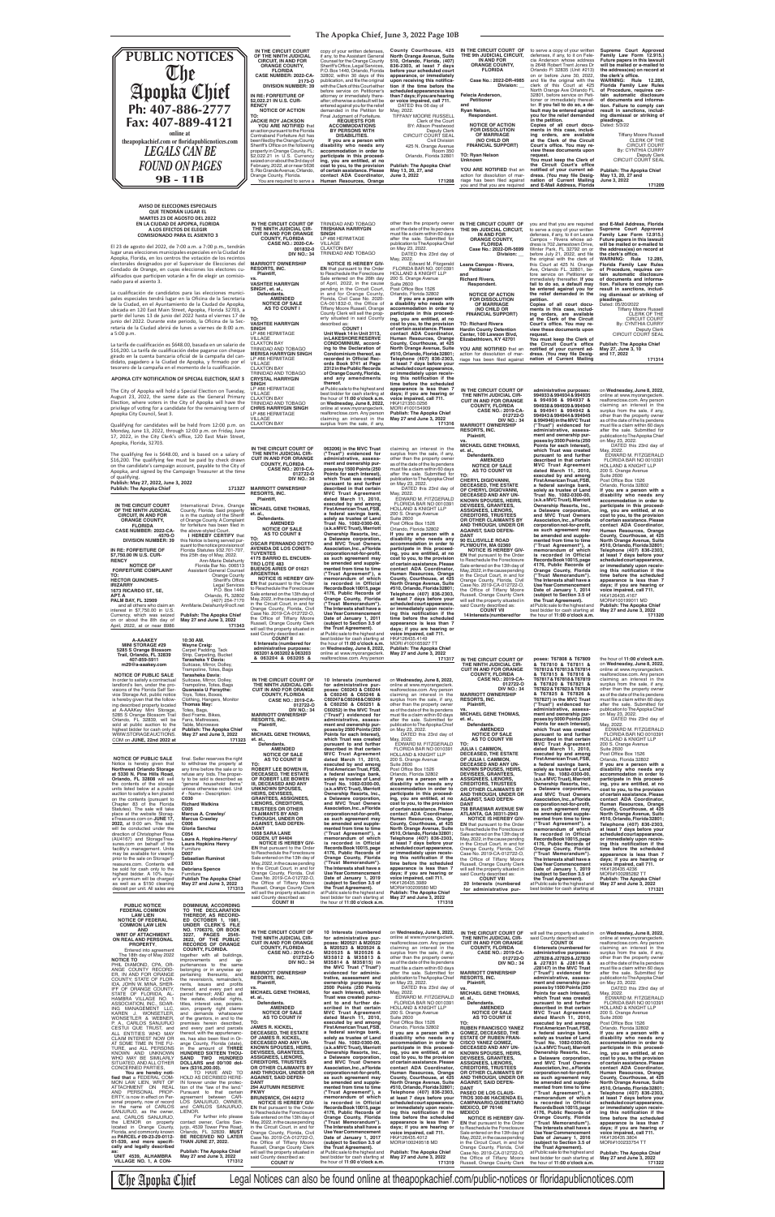# The Apopka Chief, June 3, 2022 Page 10B

**PUBLIC NOTICES**

**The Apopka Chief**

Ph: 407-886-2777
Fax: 407-889-4121

online at theapopkachief.com or floridapublicnotices.com

*LEGALS CAN BE FOUND ON PAGES* 9B - 11B

---

**IN THE CIRCUIT COURT OF THE NINTH JUDICIAL CIRCUIT, IN AND FOR ORANGE COUNTY, FLORIDA**

**CASE NUMBER: 2022-CA-3173-O**

**DIVISION NUMBER: 39**

**IN RE: FORFEITURE OF $2,022.21 IN U.S. CURRENCY**

**NOTICE OF ACTION**

**TO: JACKIE ROY JACKSON**

**YOU ARE NOTIFIED** that an action pursuant to the Florida Contraband Forfeiture Act has been filed by the Orange County Sheriff's Office on the following property in Orange County, FL: $2,022.21 in U.S. Currency seized on or about the 3rd day of February, 2022, at or near 5636 S. Rio Grande Avenue, Orlando, Orange County, Florida.

You are required to serve a copy of your written defenses, if any, to the Assistant General Counsel for the Orange County Sheriff's Office, Legal Services, P.O. Box 1440, Orlando, Florida 32802, within 30 days of this publication, and file the original with the clerk of this Court either before service on Petitioner's attorney or immediately thereafter; otherwise a default will be entered against you for the relief demanded in the Petition for Final Judgment of Forfeiture.

**REQUESTS FOR ACCOMMODATIONS BY PERSONS WITH DISABILITIES.**

**If you are a person with a disability who needs any accommodation in order to participate in this proceeding, you are entitled, at no cost to you, to the provision of certain assistance. Please contact ADA Coordinator, Human Resources, Orange County Courthouse, 425 North Orange Avenue, Suite 510, Orlando, Florida, (407) 836-2303, at least 7 days before your scheduled court appearance, or immediately upon receiving this notification if the time before the scheduled appearance is less than 7 days; if you are hearing or voice impaired, call 711.**

DATED this 6th day of May, 2022.

TIFFANY MOORE RUSSELL
Clerk of the Court
BY: Allison Prestwood
Deputy Clerk
CIRCUIT COURT SEAL
Civil Division
425 N. Orange Avenue
Room 350
Orlando, Florida 32801

**Publish: The Apopka Chief May 13, 20, 27, and June 3, 2022 171208**

---

**IN THE CIRCUIT COURT OF THE 9th JUDICIAL CIRCUIT, IN AND FOR ORANGE COUNTY, FLORIDA**

**Case No.: 2022-DR-4985**

**Division: ___**

**Felecia Anderson, Petitioner and Ryan Nelson, Respondent.**

**NOTICE OF ACTION FOR DISSOLUTION OF MARRIAGE (NO CHILD OR FINANCIAL SUPPORT)**

**TO: Ryan Nelson Unknown**

**YOU ARE NOTIFIED** that an action for dissolution of marriage has been filed against you and that you are required to serve a copy of your written defenses, if any, to it on Felecia Anderson whose address is 2648 Robert Trent Jones Dr Orlando Fl 32835 (Unit #213) on or before June 30, 2022, and file the original with the clerk of this Court at 425 North Orange Ave Orlando FL 32801, before service on Petitioner or immediately thereafter. **If you fail to do so, a default may be entered against you for the relief demanded in the petition.**

**Copies of all court documents in this case, including orders, are available at the Clerk of the Circuit Court's office. You may review these documents upon request.**

**You must keep the Clerk of the Circuit Court's office notified of your current address. (You may file Designation of Current Mailing and E-Mail Address, Florida Supreme Court Approved Family Law Form 12.915.) Future papers in this lawsuit will be mailed or e-mailed to the address(es) on record at the clerk's office.**

**WARNING: Rule 12.285, Florida Family Law Rules of Procedure, requires certain automatic disclosure of documents and information. Failure to comply can result in sanctions, including dismissal or striking of pleadings.**

Dated: 5/3/22

Tiffany Moore Russell
CLERK OF THE CIRCUIT COURT
By: CYNTHIA CURRY
Deputy Clerk
CIRCUIT COURT SEAL

**Publish: The Apopka Chief May 13, 20, 27 and June 3, 2022 171209**

---

**AVISO DE ELECCIONES ESPECIALES QUE TENDRÁN LUGAR EL MARTES 23 DE AGOSTO DEL 2022 EN LA CIUDAD DE APOPKA, FLORIDA A LOS EFECTOS DE ELEGIR COMISIONADO PARA EL ASIENTO 3**

El 23 de agosto del 2022, de 7:00 a.m. a 7:00 p.m., tendrán lugar unas elecciones municipales especiales en la Ciudad de Apopka, Florida, en los centros de votación de los recintos electorales designados por el Supervisor de Elecciones del Condado de Orange, en cuyas elecciones los electores cualificados que participen votarán a fin de elegir un comisionado para el asiento 3.

La cualificación de candidatos para las elecciones municipales especiales tendrá lugar en la Oficina de la Secretaria de la Ciudad, en el Ayuntamiento de la Ciudad de Apopka, ubicada en 120 East Main Street, Apopka, Florida 32703, a partir del lunes 13 de junio del 2022 hasta el viernes 17 de junio del 2022. Durante este período, la Oficina de la Secretaria de la Ciudad abrirá de lunes a viernes de 8:00 a.m. a 5:00 p.m.

La tarifa de cualificación es $648.00, basada en un salario de $16,200. La tarifa de cualificación debe pagarse con cheque girado en la cuenta bancaria oficial de la campaña del candidato, pagadero a la Ciudad de Apopka, y firmado por el tesorero de la campaña en el momento de la cualificación.

**APOPKA CITY NOTIFICATION OF SPECIAL ELECTION, SEAT 3**

The City of Apopka will hold a Special Election on Tuesday, August 23, 2022, the same date as the General Primary Election, where voters in the City of Apopka will have the privilege of voting for a candidate for the remaining term of Apopka City Council, Seat 3.

Qualifying for candidates will be held from 12:00 p.m. on Monday, June 13, 2022, through 12:00 p.m. on Friday, June 17, 2022, in the City Clerk's office, 120 East Main Street, Apopka, Florida, 32703.

The qualifying fee is $648.00, and is based on a salary of $16,200. The qualifying fee must be paid by check drawn on the candidate's campaign account, payable to the City of Apopka, and signed by the Campaign Treasurer at the time of qualifying.

**Publish: May 27, 2022, June 3, 2022**

**Publish: The Apopka Chief 171327**

---

**IN THE CIRCUIT COURT OF THE NINTH JUDICIAL CIRCUIT, IN AND FOR ORANGE COUNTY, FLORIDA**

**CASE NUMBER: 2022-CA-4570-O**

**DIVISION NUMBER: 39**

**IN RE: FORFEITURE OF $7,750.00 IN U.S. CURRENCY**

**NOTICE OF FORFEITURE COMPLAINT**

**TO: HECTOR QUINONES-IRIZARRY 1673 RICARDO ST., SE, APT A PALM BAY, FL 32909**

and all others who claim an interest in $7,750.00 in U.S. Currency, which was seized on or about the 8th day of April, 2022, at or near 6980 International Drive, Orange County, Florida. Said property is in the custody of the Sheriff of Orange County. A Complaint for forfeiture has been filed in the above-styled Court.

**I HEREBY CERTIFY** that this Notice is being served pursuant to the notice provisions of Florida Statutes 932.701-707, this 25th day of May, 2022.

Ann-Marie Delahunty
Florida Bar No. 006513
Assistant General Counsel
Orange County
Sheriff's Office
Legal Services
P.O. Box 1440
Orlando, FL 32802
(407) 254-7170
AnnMarie.Delahunty@ocfl.net

**Publish: The Apopka Chief May 27 and June 3, 2022 171343**

---

**A-AAAKEY MINI STORAGE #29 5285 S Orange Blossom Trail, Orlando, FL 32839 407-859-5911 ml29@a-aaakey.com**

**NOTICE OF PUBLIC SALE**

In order to satisfy a contractual landlord's lien, under the provisions of the Florida Self Service Storage Act, public notice is hereby given that the following described property located at A-AAAKey Mini Storage, 5285 S Orange Blossom Trail Orlando, FL 32839, will be sold at public auction to the highest bidder for cash only at WWW.STORAGEAUCTIONS.COM on **JUNE, 22nd 2022 at 10:30 AM.**

**Wayne Craig:** Carpet Padding, Tack Strip, Carpeting, Bucket
**Tarasheka Y Davis:** Suitcase, Mirror, Dolley, Trampoline, Totes, Bags
**Tarasheka Davis:** Suitcase, Mirror, Dolley, Trampoline, Totes, Bags
**Quanasia U Forsythe:** Toys, Totes, Boxes, Clothing, Hangers, Monitor
**Taneka May:** Totes, Bags, Bed Frame, Bikes, Fans, Mattresses, Table, Microwave

**Publish: The Apopka Chief May 27 and June 3, 2022 171323**

---

**NOTICE OF PUBLIC SALE**

Notice is hereby given that **Northwest Orlando Storage at 5330 N. Pine Hills Road, Orlando, FL 32808** will sell the contents of the storage units listed below at a public auction to satisfy a lien placed on the contents (pursuant to Chapter 83 of the Florida Statutes). The sale will take place at the website StorageTreasures.com on **JUNE 17, 2022**, at 9:00 am. The sale will be conducted under the direction of Christopher Rosa (AU4167) and StorageTreasures.com on behalf of the facility's management. Units may be available for viewing prior to the sale on StorageTreasures.com. Contents will be sold for cash only to the highest bidder. A 10% buyer's premium will be charged as well as a $150 cleaning deposit per unit. All sales are final. Seller reserves the right to withdraw the property at any time before the sale or to refuse any bids. The property to be sold is described as "general household items" unless otherwise noted. Unit # - Name - Description:

**C030** Richard Watkins
**C005** Marcus A. Crawley/ Marcus Crawley
**C006** Gloria Sanchez
**C054** Laura A. Hopkins-Henry/ Laura Hopkins Henry Furniture
**D007** Sebastian Ruminot
**D033** Debriana Spence Furniture

**Publish The Apopka Chief May 27 and June 3, 2022 171313**

---

**PUBLIC NOTICE FEDERAL COMMON LAW LIEN NOTICE OF FEDERAL COMMON LAW LIEN AND WRIT OF ATTACHMENT ON REAL AND PERSONAL PROPERTY.**

Entered into agreement The 18th day of May 2022

**NOTICE TO:** PHIL DIAMOND, CPA, ORANGE COUNTY RECORDER, IN AND FOR ORANGE COUNTY, STATE OF FLORIDA, JOHN W MINA, SHERIFF OF ORANGE COUNTY, STATE OF FLORIDA, ALHAMBRA VILLAGE NO. 1 ASSOCIATION, INC., SOARING MANAGEMENT LLC, KAREN J. WONSETLER, WONSETLER & WEBNER, P. A., CARLOS SANJURJO CESTAR TITLE TRUST, and ALL ENTITIES WHO MAY CLAIM INTEREST NOW OR AT SOME TIME IN THE FUTURE, and ALL PERSONS KNOWN AND UNKNOWN WHO MAY BE SIMILARLY SITUATED, AND ALL OTHER CONCERNED PARTIES.

**You are hereby notified that** a FEDERAL COMMON LAW LIEN, WRIT OF ATTACHMENT ON REAL AND PERSONAL PROPERTY is now in effect on Personal property, now at record in the name of CARLOS SANJURJO, as the owner, and, CARLOS SANJURJO, the LIENOR on property located in Orange County, Florida, and commonly known as **PARCEL # 09-23-29-0112-01-030**, and more specifically and legally described as:

**UNIT 4539, ALHAMBRA VILLAGE NO. 1, A CONDOMINIUM, ACCORDING TO THE DECLARATION THEREOF, AS RECORDED OCTOBER 1, 1981 UNDER CLERK'S FILE NO. 1706370, OR BOOK 3227, PAGES 2545-2622, OF THE PUBLIC RECORDS OF ORANGE COUNTY, FLORIDA.**

Together with all buildings, improvements and appurtenances to the same belonging or in anywise appertaining; thereunto, and the reversions, remainders, rents, issues and profits thereof, and every part and parcel thereof; AND also all the estate, allodial rights, titles, interest use, possession, property, right claims and demands whatsoever of the grantors, in and to the premises herein described, and every part and parcels thereof, with the appurtenances, has also been filed in Orange County, Florida claimed, in the amount of **THREE HUNDRED SIXTEEN THOUSAND TWO HUNDRED DOLLARS and 00/100 dollars ($316,200.00).**

TO HAVE AND TO HOLD AS DECRIBED HEREIN forever under the protection of the "law of the land," pursuant to that certain agreement between CARLOS SANJURJO, OWNER, and CARLOS SANJURJO, LIENOR.

For further info please contact owner, Carlos Sanjurjo, 4539 Tower Pine Road, Orlando, FL 32839. **MUST BE RECEIVED NO LATER THAN JUNE 27, 2022.**

**Publish: The Apopka Chief May 27 and June 3, 2022 171323**

---

**IN THE CIRCUIT COURT OF THE NINTH JUDICIAL CIRCUIT IN AND FOR ORANGE COUNTY, FLORIDA**

**CASE NO.: 2020-CA-001832-O**

**DIV NO.: 34**

**MARRIOTT OWNERSHIP RESORTS, INC., Plaintiff, vs. VASHTEE HARRYGIN SINGH, et al., Defendants.**

**AMENDED NOTICE OF SALE AS TO COUNT I**

**TO:** **VASHTEE HARRYGIN SINGH** LP #86 HERMITAGE VILLAGE CLAXTON BAY TRINIDAD AND TOBAGO **MERISA HARRYGIN SINGH** LP #86 HERMITAGE VILLAGE CLAXTON BAY TRINIDAD AND TOBAGO **CRYSTAL HARRYGIN SINGH** LP #86 HERMITAGE VILLAGE CLAXTON BAY TRINIDAD AND TOBAGO **CHRIS HARRYGIN SINGH** LP #86 HERMITAGE VILLAGE CLAXTON BAY TRINIDAD AND TOBAGO **TRISHANA HARRYGIN SINGH** LP #86 HERMITAGE VILLAGE CLAXTON BAY TRINIDAD AND TOBAGO

**NOTICE IS HEREBY GIVEN** that pursuant to the Order to Reschedule the Foreclosure Sale entered on the 26th day of April, 2022, in the cause pending in the Circuit Court, in and for Orange County, Florida, Civil Case No. 2020-CA-001832-O, the Office of Tiffany Moore Russell, Orange County Clerk will sell the property situated in said County described as:

**COUNT I**

**Unit Week 14 in Unit 3113, in LAKESHORE RESERVE CONDOMINIUM, according to the Declaration of Condominium thereof, as recorded in Official Records Book 8787, Page 2312 in the Public Records of Orange County, Florida, and any amendments thereof.**

at Public sale to the highest and best bidder for cash starting at the hour of **11:00 o'clock a.m.** on **Wednesday, June 8, 2022**, online at www.myorangeclerk.realforeclose.com. Any person claiming an interest in the surplus from the sale, if any, other than the property owner as of the date of the lis pendens must file a claim within 60 days after the sale. Submitted for publication to The Apopka Chief on May 23, 2022.

DATED this 23rd day of May, 2022.

Edward M. Fitzgerald
FLORIDA BAR NO. 0010391
HOLLAND & KNIGHT LLP
200 S. Orange Avenue
Suite 2600
Post Office Box 1526
Orlando, Florida 32802

**If you are a person with a disability who needs any accommodation in order to participate in this proceeding, you are entitled, at no cost to you, to the provision of certain assistance. Please contact ADA Coordinator, Human Resources, Orange County Courthouse, 425 N. Orange Avenue, Suite #510, Orlando, Florida 32801; Telephone: (407) 836-2303, at least 7 days before your scheduled court appearance, or immediately upon receiving this notification if the time before the scheduled appearance is less than 7 days; if you are hearing or voice impaired, call 711.**

HK#121255.0006
MOR# 01015497

**Publish: The Apopka Chief May 27 and June 3, 2022 171316**

---

**IN THE CIRCUIT COURT OF THE 9th JUDICIAL CIRCUIT, IN AND FOR ORANGE COUNTY, FLORIDA**

**Case No.: 2022-DR-5699**

**Division: ___**

**Leans Campos - Rivera, Petitioner and Richard Rivera, Respondent.**

**NOTICE OF ACTION FOR DISSOLUTION OF MARRIAGE (NO CHILD OR FINANCIAL SUPPORT)**

**TO: Richard Rivera Hardin County Detention Center, 100 Lawson Blvd, Elizabethtown, KY 42701**

**YOU ARE NOTIFIED** that an action for dissolution of marriage has been filed against you and that you are required to serve a copy of your written defenses, if any, to it on Leans Campos - Rivera whose address is 702 Jamestown Drive, Winter Park, FL 32792 on or before July 21, 2022, and file the original with the clerk of this Court at 425 N. Orange Ave. Orlando FL 32801, before service on Petitioner or immediately thereafter. **If you fail to do so, a default may be entered against you for the relief demanded in the petition.**

**Copies of all court documents in this case, including orders, are available at the Clerk of the Circuit Court's office. You may review these documents upon request.**

**You must keep the Clerk of the Circuit Court's office notified of your current address. (You may file Designation of Current Mailing and E-Mail Address, Florida Supreme Court Approved Family Law Form 12.915.) Future papers in this lawsuit will be mailed or e-mailed to the address(es) on record at the clerk's office.**

**WARNING: Rule 12.285, Florida Family Law Rules of Procedure, requires certain automatic disclosure of documents and information. Failure to comply can result in sanctions, including dismissal or striking of pleadings.**

Dated: 05/20/2022

Tiffany Moore Russell
CLERK OF THE CIRCUIT COURT
By: CYNTHIA CURRY
Deputy Clerk
CIRCUIT COURT SEAL

**Publish: The Apopka Chief May 27, June 3, 10 and 17, 2022 171314**

---

**IN THE CIRCUIT COURT OF THE NINTH JUDICIAL CIRCUIT IN AND FOR ORANGE COUNTY, FLORIDA**

**CASE NO.: 2019-CA-012722-O**

**DIV NO.: 34**

**MARRIOTT OWNERSHIP RESORTS, INC., Plaintiff, vs. MICHAEL GENE THOMAS, et. al., Defendants.**

**AMENDED NOTICE OF SALE AS TO COUNT II**

**TO: OSCAR FERNANDO SOTTO ACENDA DE LOS CONSTITUYENTES 4175 BARRIO EL ENCUENTRO LOTE 483 BUENOS AIRES OF 01621 ARGENTINA**

**NOTICE IS HEREBY GIVEN** that pursuant to the Order to Reschedule the Foreclosure Sale entered on the 13th day of May, 2022, in the cause pending in the Circuit Court, in and for Orange County, Florida, Civil Case No. 2019-CA-012722-O, the Office of Tiffany Moore Russell, Orange County Clerk will sell the property situated in said County described as:

**COUNT II**

**6 Interests (numbered for administrative purposes: 063201 & 063202 & 063203 & 063204 & 063205 & 063206) in the MVC Trust ("Trust") evidenced for administrative, assessment and ownership purposes by 1500 Points (250 Points for each Interest), which Trust was created pursuant to and further described in that certain MVC Trust Agreement dated March 11, 2010, executed by and among First American Trust, FSB, a federal savings bank, solely as trustee of Land Trust No. 1082-0300-00, (a.k.a MVC Trust), Marriott Ownership Resorts, Inc., a Delaware corporation, and MVC Trust Owners Association, Inc., a Florida corporation not-for-profit, as such agreement may be amended and supplemented from time to time ("Trust Agreement"), a memorandum of which is recorded in Official Records Book 10015, page 4176, Public Records of Orange County, Florida ("Trust Memorandum"). The Interests shall have a Use Year Commencement Date of January 1, 2011 (subject to Section 3.5 of the Trust Agreement).**

at Public sale to the highest and best bidder for cash starting at the hour of **11:00 o'clock a.m.** on **Wednesday, June 8, 2022**, online at www.myorangeclerk.realforeclose.com. Any person claiming an interest in the surplus from the sale, if any, other than the property owner as of the date of the lis pendens must file a claim within 60 days after the sale. Submitted for publication to The Apopka Chief on May 23, 2022.

DATED this 23rd day of May, 2022.

EDWARD M. FITZGERALD
FLORIDA BAR NO 0010391
HOLLAND & KNIGHT LLP
200 S. Orange Avenue
Suite 2600
Post Office Box 1526
Orlando, Florida 32802

**If you are a person with a disability who needs any accommodation in order to participate in this proceeding, you are entitled, at no cost to you, to the provision of certain assistance. Please contact ADA Coordinator, Human Resources, Orange County Courthouse, 425 North Orange Avenue, Suite #510, Orlando, Florida 32801; Telephone: (407) 836-2303, at least 7 days before your scheduled court appearance, or immediately upon receiving this notification if the time before the scheduled appearance is less than 7 days; if you are hearing or voice impaired, call 711.**

HK#126435.4149
MOR#10016927 TT

**Publish: The Apopka Chief May 27 and June 3, 2022 171317**

---

**IN THE CIRCUIT COURT OF THE NINTH JUDICIAL CIRCUIT IN AND FOR ORANGE COUNTY, FLORIDA**

**CASE NO.: 2019-CA-012722-O**

**DIV NO.: 34**

**MARRIOTT OWNERSHIP RESORTS, INC., Plaintiff, vs. MICHAEL GENE THOMAS, et. al., Defendants.**

**AMENDED NOTICE OF SALE AS TO COUNT VI**

**TO: CHERYL DIGIOVANNI, DECEASED, THE ESTATE OF CHERYL DIGIOVANNI, DECEASED AND ANY UNKNOWN SPOUSES, HEIRS, DEVISEES, GRANTEES, ASSIGNEES, LIENORS, CREDITORS, TRUSTEES OR OTHER CLAIMANTS BY AND THROUGH, UNDER OR AGAINST, SAID DEFENDANT 90 ELLISVILLE ROAD PLYMOUTH, MA 02360**

**NOTICE IS HEREBY GIVEN** that pursuant to the Order to Reschedule the Foreclosure Sale entered on the 13th day of May, 2022, in the cause pending in the Circuit Court, in and for Orange County, Florida, Civil Case No. 2019-CA-012722-O, the Office of Tiffany Moore Russell, Orange County Clerk will sell the property situated in said County described as:

**COUNT VI**

**14 Interests (numbered for administrative purposes: 994933 & 994934 & 994935 & 994936 & 994937 & 994938 & 994939 & 994940 & 994941 & 994942 & 994943 & 994944 & 994945 & 994946) in the MVC Trust ("Trust") evidenced for administrative, assessment and ownership purposes by 3500 Points (250 Points for each Interest), which Trust was created pursuant to and further described in that certain MVC Trust Agreement dated March 11, 2010, executed by and among First American Trust, FSB, a federal savings bank, solely as trustee of Land Trust No. 1082-0300-00, (a.k.a MVC Trust), Marriott Ownership Resorts, Inc., a Delaware corporation, and MVC Trust Owners Association, Inc., a Florida corporation not-for-profit, as such agreement may be amended and supplemented from time to time ("Trust Agreement"), a memorandum of which is recorded in Official Records Book 10015, page 4176, Public Records of Orange County, Florida ("Trust Memorandum"). The Interests shall have a Use Year Commencement Date of January 1, 2011 (subject to Section 3.5 of the Trust Agreement).**

at Public sale to the highest and best bidder for cash starting at the hour of **11:00 o'clock a.m.** on **Wednesday, June 8, 2022**, online at www.myorangeclerk.realforeclose.com. Any person claiming an interest in the surplus from the sale, if any, other than the property owner as of the date of the lis pendens must file a claim within 60 days after the sale. Submitted for publication to The Apopka Chief on May 23, 2022.

DATED this 23rd day of May, 2022.

EDWARD M. FITZGERALD
FLORIDA BAR NO 0010391
HOLLAND & KNIGHT LLP
200 S. Orange Avenue
Suite 2600
Post Office Box 1526
Orlando, Florida 32802

**If you are a person with a disability who needs any accommodation in order to participate in this proceeding, you are entitled, at no cost to you, to the provision of certain assistance. Please contact ADA Coordinator, Human Resources, Orange County Courthouse, 425 North Orange Avenue, Suite #510, Orlando, Florida 32801; Telephone: (407) 836-2303, at least 7 days before your scheduled court appearance, or immediately upon receiving this notification if the time before the scheduled appearance is less than 7 days; if you are hearing or voice impaired, call 711.**

HK#126435.4167
MOR#10016931 MD

**Publish: The Apopka Chief May 27 and June 3, 2022 171320**

---

**IN THE CIRCUIT COURT OF THE NINTH JUDICIAL CIRCUIT IN AND FOR ORANGE COUNTY, FLORIDA**

**CASE NO.: 2019-CA-012722-O**

**DIV NO.: 34**

**MARRIOTT OWNERSHIP RESORTS, INC., Plaintiff, vs. MICHAEL GENE THOMAS, et. al., Defendants.**

**AMENDED NOTICE OF SALE AS TO COUNT III**

**TO: ROBERT LEE BOWEN III, DECEASED, THE ESTATE OF ROBERT LEE BOWEN III, DECEASED AND ANY UNKNOWN SPOUSES, HEIRS, DEVISEES, GRANTEES, ASSIGNEES, LIENORS, CREDITORS, TRUSTEES OR OTHER CLAIMANTS BY AND THROUGH, UNDER OR AGAINST, SAID DEFENDANT 1638 SARA LANE OGDEN, UT 84404**

**NOTICE IS HEREBY GIVEN** that pursuant to the Order to Reschedule the Foreclosure Sale entered on the 13th day of May, 2022, in the cause pending in the Circuit Court, in and for Orange County, Florida, Civil Case No. 2019-CA-012722-O, the Office of Tiffany Moore Russell, Orange County Clerk will sell the property situated in said County described as:

**COUNT III**

**10 Interests (numbered for administrative purposes: C60240 & C60241 & C60242 & C60243 & C60244 & C60245 & C60246 & C60247 & C60248 & C60249) in the MVC Trust ("Trust") evidenced for administrative, assessment and ownership purposes by 2500 Points (250 Points for each Interest), which Trust was created pursuant to and further described in that certain MVC Trust Agreement dated March 11, 2010, executed by and among First American Trust, FSB, a federal savings bank, solely as trustee of Land Trust No. 1082-0300-00, (a.k.a MVC Trust), Marriott Ownership Resorts, Inc., a Delaware corporation, and MVC Trust Owners Association, Inc., a Florida corporation not-for-profit, as such agreement may be amended and supplemented from time to time ("Trust Agreement"), a memorandum of which is recorded in Official Records Book 10015, page 4176, Public Records of Orange County, Florida ("Trust Memorandum"). The Interests shall have a Use Year Commencement Date of January 1, 2019 (subject to Section 3.5 of the Trust Agreement).**

at Public sale to the highest and best bidder for cash starting at the hour of **11:00 o'clock a.m.** on **Wednesday, June 8, 2022**, online at www.myorangeclerk.realforeclose.com. Any person claiming an interest in the surplus from the sale, if any, other than the property owner as of the date of the lis pendens must file a claim within 60 days after the sale. Submitted for publication to The Apopka Chief on May 23, 2022.

DATED this 23rd day of May, 2022.

EDWARD M. FITZGERALD
FLORIDA BAR NO 0010391
HOLLAND & KNIGHT LLP
200 S. Orange Avenue
Suite 2600
Post Office Box 1526
Orlando, Florida 32802

**If you are a person with a disability who needs any accommodation in order to participate in this proceeding, you are entitled, at no cost to you, to the provision of certain assistance. Please contact ADA Coordinator, Human Resources, Orange County Courthouse, 425 North Orange Avenue, Suite #510, Orlando, Florida 32801; Telephone: (407) 836-2303, at least 7 days before your scheduled court appearance, or immediately upon receiving this notification if the time before the scheduled appearance is less than 7 days; if you are hearing or voice impaired, call 711.**

HK#126435.3989
MOR#10020958 MD

**Publish: The Apopka Chief May 27 and June 3, 2022 171318**

---

**IN THE CIRCUIT COURT OF THE NINTH JUDICIAL CIRCUIT IN AND FOR ORANGE COUNTY, FLORIDA**

**CASE NO.: 2019-CA-012722-O**

**DIV NO.: 34**

**MARRIOTT OWNERSHIP RESORTS, INC., Plaintiff, vs. MICHAEL GENE THOMAS, et. al., Defendants.**

**AMENDED NOTICE OF SALE AS TO COUNT VIII**

**TO: JULIA I. CAMMON, DECEASED, THE ESTATE OF JULIA I. CAMMON, DECEASED AND ANY UNKNOWN SPOUSES, HEIRS, DEVISEES, GRANTEES, ASSIGNEES, LIENORS, CREDITORS, TRUSTEES OR OTHER CLAIMANTS BY AND THROUGH, UNDER OR AGAINST, SAID DEFENDANT 758 BRAEMAR AVENUE SW ATLANTA, GA 30311-2943**

**NOTICE IS HEREBY GIVEN** that pursuant to the Order to Reschedule the Foreclosure Sale entered on the 13th day of May, 2022, in the cause pending in the Circuit Court, in and for Orange County, Florida, Civil Case No. 2019-CA-012722-O, the Office of Tiffany Moore Russell, Orange County Clerk will sell the property situated in said County described as:

**COUNT VIII**

**20 Interests (numbered for administrative purposes: T67808 & T67809 & T67810 & T67811 & T67812 & T67813 & T67814 & T67815 & T67816 & T67817 & T67818 & T67819 & T67820 & T67821 & T67822 & T67823 & T67824 & T67825 & T67826 & T67827) in the MVC Trust ("Trust") evidenced for administrative, assessment and ownership purposes by 5000 Points (250 Points for each Interest), which Trust was created pursuant to and further described in that certain MVC Trust Agreement dated March 11, 2010, executed by and among First American Trust, FSB, a federal savings bank, solely as trustee of Land Trust No. 1082-0300-00, (a.k.a MVC Trust), Marriott Ownership Resorts, Inc., a Delaware corporation, and MVC Trust Owners Association, Inc., a Florida corporation not-for-profit, as such agreement may be amended and supplemented from time to time ("Trust Agreement"), a memorandum of which is recorded in Official Records Book 10015, page 4176, Public Records of Orange County, Florida ("Trust Memorandum"). The Interests shall have a Use Year Commencement Date of January 1, 2019 (subject to Section 3.5 of the Trust Agreement).**

at Public sale to the highest and best bidder for cash starting at the hour of **11:00 o'clock a.m.** on **Wednesday, June 8, 2022**, online at www.myorangeclerk.realforeclose.com. Any person claiming an interest in the surplus from the sale, if any, other than the property owner as of the date of the lis pendens must file a claim within 60 days after the sale. Submitted for publication to The Apopka Chief on May 23, 2022.

DATED this 23rd day of May, 2022.

EDWARD M. FITZGERALD
FLORIDA BAR NO 0010391
HOLLAND & KNIGHT LLP
200 S. Orange Avenue
Suite 2600
Post Office Box 1526
Orlando, Florida 32802

**If you are a person with a disability who needs any accommodation in order to participate in this proceeding, you are entitled, at no cost to you, to the provision of certain assistance. Please contact ADA Coordinator, Human Resources, Orange County Courthouse, 425 North Orange Avenue, Suite #510, Orlando, Florida 32801; Telephone: (407) 836-2303, at least 7 days before your scheduled court appearance, or immediately upon receiving this notification if the time before the scheduled appearance is less than 7 days; if you are hearing or voice impaired, call 711.**

HK#126435.4236
MOR#10020962 TT

**Publish: The Apopka Chief May 27 and June 3, 2022 171321**

---

**IN THE CIRCUIT COURT OF THE NINTH JUDICIAL CIRCUIT IN AND FOR ORANGE COUNTY, FLORIDA**

**CASE NO.: 2019-CA-012722-O**

**DIV NO.: 34**

**MARRIOTT OWNERSHIP RESORTS, INC., Plaintiff, vs. MICHAEL GENE THOMAS, et. al., Defendants.**

**AMENDED NOTICE OF SALE AS TO COUNT IV**

**TO: JAMES R. KICKEL, DECEASED, THE ESTATE OF JAMES R. KICKEL, DECEASED AND ANY UNKNOWN SPOUSES, HEIRS, DEVISEES, GRANTEES, ASSIGNEES, LIENORS, CREDITORS, TRUSTEES OR OTHER CLAIMANTS BY AND THROUGH, UNDER OR AGAINST, SAID DEFENDANT 296 AUTUMN RESERVE PKWY BRUNSWICK, OH 44212**

**NOTICE IS HEREBY GIVEN** that pursuant to the Order to Reschedule the Foreclosure Sale entered on the 13th day of May, 2022, in the cause pending in the Circuit Court, in and for Orange County, Florida, Civil Case No. 2019-CA-012722-O, the Office of Tiffany Moore Russell, Orange County Clerk will sell the property situated in said County described as:

**COUNT IV**

**10 Interests (numbered for administrative purposes: M20523 & M20524 & M20525 & M20526 & M35812 & M35813 & M35814 & M35815) in the MVC Trust ("Trust") evidenced for administrative, assessment and ownership purposes by 2000 Points (250 Points for each Interest), which Trust was created pursuant to and further described in that certain MVC Trust Agreement dated March 11, 2010, executed by and among First American Trust, FSB, a federal savings bank, solely as trustee of Land Trust No. 1082-0300-00, (a.k.a MVC Trust), Marriott Ownership Resorts, Inc., a Delaware corporation, and MVC Trust Owners Association, Inc., a Florida corporation not-for-profit, as such agreement may be amended and supplemented from time to time ("Trust Agreement"), a memorandum of which is recorded in Official Records Book 10015, page 4176, Public Records of Orange County, Florida ("Trust Memorandum"). The Interests shall have a Use Year Commencement Date of January 1, 2017 (subject to Section 3.5 of the Trust Agreement).**

at Public sale to the highest and best bidder for cash starting at the hour of **11:00 o'clock a.m.** on **Wednesday, June 8, 2022**, online at www.myorangeclerk.realforeclose.com. Any person claiming an interest in the surplus from the sale, if any, other than the property owner as of the date of the lis pendens must file a claim within 60 days after the sale. Submitted for publication to The Apopka Chief on May 23, 2022.

DATED this 23rd day of May, 2022.

EDWARD M. FITZGERALD
FLORIDA BAR NO 0010391
HOLLAND & KNIGHT LLP
200 S. Orange Avenue
Suite 2600
Post Office Box 1526
Orlando, Florida 32802

**If you are a person with a disability who needs any accommodation in order to participate in this proceeding, you are entitled, at no cost to you, to the provision of certain assistance. Please contact ADA Coordinator, Human Resources, Orange County Courthouse, 425 North Orange Avenue, Suite #510, Orlando, Florida 32801; Telephone: (407) 836-2303, at least 7 days before your scheduled court appearance, or immediately upon receiving this notification if the time before the scheduled appearance is less than 7 days; if you are hearing or voice impaired, call 711.**

HK#126435.4012
MOR#10024618 MD

**Publish: The Apopka Chief May 27 and June 3, 2022 171319**

---

**IN THE CIRCUIT COURT OF THE NINTH JUDICIAL CIRCUIT IN AND FOR ORANGE COUNTY, FLORIDA**

**CASE NO.: 2019-CA-012722-O**

**DIV NO.: 34**

**MARRIOTT OWNERSHIP RESORTS, INC., Plaintiff, vs. MICHAEL GENE THOMAS, et. al., Defendants.**

**AMENDED NOTICE OF SALE AS TO COUNT IX**

**TO: RUBEN FRANCISCO YANEZ GOMEZ, DECEASED, THE ESTATE OF RUBEN FRANCISCO YANEZ GOMEZ, DECEASED AND ANY UNKNOWN SPOUSES, HEIRS, DEVISEES, GRANTEES, ASSIGNEES, LIENORS, CREDITORS, TRUSTEES OR OTHER CLAIMANTS BY AND THROUGH, UNDER OR AGAINST, SAID DEFENDANT PASEO DE LOS CLAUSTROS 300-86 HACIENDA EL CAMPANARIO,QUERETARO MEXICO, QT 76146 MEXICO**

**NOTICE IS HEREBY GIVEN** that pursuant to the Order to Reschedule the Foreclosure Sale entered on the 13th day of May, 2022, in the cause pending in the Circuit Court, in and for Orange County, Florida, Civil Case No. 2019-CA-012722-O, the Office of Tiffany Moore Russell, Orange County Clerk will sell the property situated in said County described as:

**COUNT IX**

**6 Interests (numbered for administrative purposes: J27828 & J27829 & J27830 & J27831 & J28146 & J28147) in the MVC Trust ("Trust") evidenced for administrative, assessment and ownership purposes by 1500 Points (250 Points for each Interest), which Trust was created pursuant to and further described in that certain MVC Trust Agreement dated March 11, 2010, executed by and among First American Trust, FSB, a federal savings bank, solely as trustee of Land Trust No. 1082-0300-00, (a.k.a MVC Trust), Marriott Ownership Resorts, Inc., a Delaware corporation, and MVC Trust Owners Association, Inc., a Florida corporation not-for-profit, as such agreement may be amended and supplemented from time to time ("Trust Agreement"), a memorandum of which is recorded in Official Records Book 10015, page 4176, Public Records of Orange County, Florida ("Trust Memorandum"). The Interests shall have a Use Year Commencement Date of January 1, 2016 (subject to Section 3.5 of the Trust Agreement).**

at Public sale to the highest and best bidder for cash starting at the hour of **11:00 o'clock a.m.** on **Wednesday, June 8, 2022**, online at www.myorangeclerk.realforeclose.com. Any person claiming an interest in the surplus from the sale, if any, other than the property owner as of the date of the lis pendens must file a claim within 60 days after the sale. Submitted for publication to The Apopka Chief on May 23, 2022.

DATED this 23rd day of May, 2022.

EDWARD M. FITZGERALD
FLORIDA BAR NO 0010391
HOLLAND & KNIGHT LLP
200 S. Orange Avenue
Suite 2600
Post Office Box 1526
Orlando, Florida 32802

**If you are a person with a disability who needs any accommodation in order to participate in this proceeding, you are entitled, at no cost to you, to the provision of certain assistance. Please contact ADA Coordinator, Human Resources, Orange County Courthouse, 425 North Orange Avenue, Suite #510, Orlando, Florida 32801; Telephone: (407) 836-2303, at least 7 days before your scheduled court appearance, or immediately upon receiving this notification if the time before the scheduled appearance is less than 7 days; if you are hearing or voice impaired, call 711.**

HK#126435.3804
MOR#10026774 TT

**Publish: The Apopka Chief May 27 and June 3, 2022 171322**

---

Legal Notices can also be found online at theapopkachief.com/public-notices or floridapublicnotices.com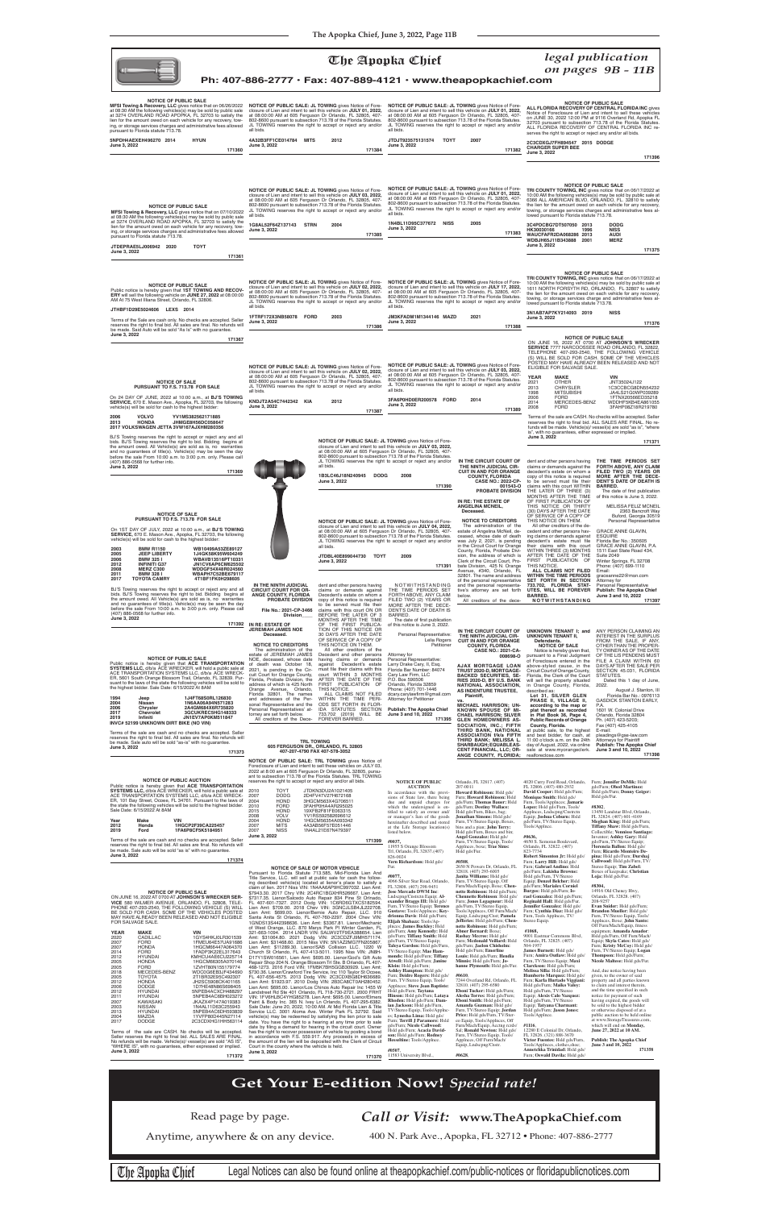# The Apopka Chief

*legal publication on pages 9B - 11B*

**Ph: 407-886-2777 • Fax: 407-889-4121 • www.theapopkachief.com**

**NOTICE OF PUBLIC SALE**

**MFSI Towing & Recovery, LLC** gives notice that on 06/26/2022 at 08:30 AM the following vehicle(s) may be sold by public sale at 3274 OVERLAND ROAD APOPKA, FL 32703 to satisfy the lien for the amount owed on each vehicle for any recovery, towing, or storage services charges and administrative fees allowed pursuant to Florida statute 713.78.

**5NPDH4AEXEH496270 2014 HYUN**
**June 3, 2022**
**171360**

**NOTICE OF PUBLIC SALE: JL TOWING** gives Notice of Foreclosure of Lien and intent to sell this vehicle on **JULY 01, 2022,** at 08:00:00 AM at 605 Ferguson Dr Orlando, FL 32805, 407-802-8600 pursuant to subsection 713.78 of the Florida Statutes. JL TOWING reserves the right to accept or reject any and/or all bids.

**4A3B3FF1CE014784 MITS 2012**
**June 3, 2022**
**171384**

**NOTICE OF PUBLIC SALE: JL TOWING** gives Notice of Foreclosure of Lien and intent to sell this vehicle on **JULY 01, 2022,** at 08:00:00 AM at 605 Ferguson Dr Orlando, FL 32805, 407-802-8600 pursuant to subsection 713.78 of the Florida Statutes. JL TOWING reserves the right to accept or reject any and/or all bids.

**JTDJT923575131574 TOYT 2007**
**June 3, 2022**
**171382**

**NOTICE OF PUBLIC SALE**

**ALL FLORIDA RECOVERY OF CENTRAL FLORIDA INC** gives Notice of Foreclosure of Lien and intent to sell these vehicles on JUNE 30, 2022 12:00 PM at 9116 Overland Rd, Apopka FL 32703 pursuant to subsection 713.78 of the Florida Statutes. ALL FLORIDA RECOVERY OF CENTRAL FLORIDA INC reserves the right to accept or reject any and/or all bids.

**2C3CDXGJ7FH804547 2015 DODGE CHARGER SUPER BEE**
**June 3, 2022**
**171396**

**NOTICE OF PUBLIC SALE**

**MFSI Towing & Recovery, LLC** gives notice that on 07/10/2022 at 08:30 AM the following vehicle(s) may be sold by public sale at 3274 OVERLAND ROAD APOPKA, FL 32703 to satisfy the lien for the amount owed on each vehicle for any recovery, towing, or storage services charges and administrative fees allowed pursuant to Florida statute 713.78.

**JTDEPRAE5LJ006942 2020 TOYT**
**June 3, 2022**
**171361**

**NOTICE OF PUBLIC SALE: JL TOWING** gives Notice of Foreclosure of Lien and intent to sell this vehicle on **JULY 03, 2022,** at 08:00:00 AM at 605 Ferguson Dr Orlando, FL 32805, 407-802-8600 pursuant to subsection 713.78 of the Florida Statutes. JL TOWING reserves the right to accept or reject any and/or all bids.

**1G8AL52F64Z137143 STRN 2004**
**June 3, 2022**
**171385**

**NOTICE OF PUBLIC SALE: JL TOWING** gives Notice of Foreclosure of Lien and intent to sell this vehicle on **JULY 01, 2022,** at 08:00:00 AM at 605 Ferguson Dr Orlando, FL 32805, 407-802-8600 pursuant to subsection 713.78 of the Florida Statutes. JL TOWING reserves the right to accept or reject any and/or all bids.

**1N4BL11D95C377672 NISS 2005**
**June 3, 2022**
**171383**

**NOTICE OF PUBLIC SALE**

**TRI COUNTY TOWING, INC** gives notice that on 06/17/2022 at 10:00 AM the following vehicles(s) may be sold by public sale at 6366 ALL AMERICAN BLVD, ORLANDO, FL 32810 to satisfy the lien for the amount owed on each vehicle for any recovery, towing, or storage services charges and administrative fees allowed pursuant to Florida statute 713.78.

**3C4PDCBG7DT507050 2013 DODG**
**HK30030166 1996 NISS**
**WAUCFAFR2DA068286 2013 AUDI**
**WDBJH65J11B343888 2001 MERZ**
**June 3, 2022**
**171375**

**NOTICE OF PUBLIC SALE**

Public notice is hereby given that **1ST TOWING AND RECOVERY** will sell the following vehicle on **JUNE 27, 2022** at 08:00:00 AM At 75 West Illiana Street, Orlando, FL 32806.

**JTHBF1D29E5024606 LEXS 2014**

Terms of the Sale are cash only. No checks are accepted. Seller reserves the right to final bid. All sales are final. No refunds will be made. Said Auto will be sold "As Is" with no guarantee.
**June 3, 2022**
**171367**

**NOTICE OF PUBLIC SALE: JL TOWING** gives Notice of Foreclosure of Lien and intent to sell this vehicle on **JULY 02, 2022,** at 08:00:00 AM at 605 Ferguson Dr Orlando, FL 32805, 407-802-8600 pursuant to subsection 713.78 of the Florida Statutes. JL TOWING reserves the right to accept or reject any and/or all bids.

**1FTRF12X3NB58078 FORD 2003**
**June 3, 2022**
**171386**

**NOTICE OF PUBLIC SALE: JL TOWING** gives Notice of Foreclosure of Lien and intent to sell this vehicle on **JULY 17, 2022,** at 08:00:00 AM at 605 Ferguson Dr Orlando, FL 32805, 407-802-8600 pursuant to subsection 713.78 of the Florida Statutes. JL TOWING reserves the right to accept or reject any and/or all bids.

**JM3KFADM1M1344146 MAZD 2021**
**June 3, 2022**
**171388**

**NOTICE OF PUBLIC SALE**

**TRI COUNTY TOWING, INC** gives notice that on 06/17/2022 at 10:00 AM the following vehicles(s) may be sold by public sale at 1611 NORTH FORSYTH RD, ORLANDO, FL 32807 to satisfy the lien for the amount owed on each vehicle for any recovery, towing, or storage services charges and administrative fees allowed pursuant to Florida statute 713.78.

**3N1AB7AP7KY214093 2019 NISS**
**June 3, 2022**
**171376**

**NOTICE OF PUBLIC SALE**

ON JUNE 16, 2022 AT 0700 AT **JOHNSON'S WRECKER SERVICE** 7777 NARCOOSSEE ROAD ORLANDO, FL 32822, TELEPHONE 407-293-2540, THE FOLLOWING VEHICLE (S) WILL BE SOLD FOR CASH. SOME OF THE VEHICLES POSTED MAY HAVE ALREADY BEEN RELEASED AND NOT ELIGIBLE FOR SALVAGE SALE.

| YEAR | MAKE | VIN |
|---|---|---|
| 2021 | OTHER | JN73502AJ122 |
| 2013 | CHRYSLER | 1C3CCBCG8DN554232 |
| 1998 | MITSUBISHI | JA4LS21G0WP039289 |
| 2006 | FORD | 1FTNX20586ED35218 |
| 2014 | MERCEDES-BENZ | WDDHF5KB4EA861055 |
| 2008 | FORD | 3FAHP08Z18R219788 |

Terms of the sale are CASH. No checks will be accepted. Seller reserves the right to final bid. ALL SALES ARE FINAL. No refunds will be made. Vehicle(s)/ vessel(s) are sold "as is", "where is", with no guarantees, either expressed or implied.
**June 3, 2022**
**171371**

**NOTICE OF SALE PURSUANT TO F.S. 713.78 FOR SALE**

On 24 DAY OF JUNE, 2022 at 10:00 a.m., at **BJ'S TOWING SERVICE**, 670 E. Mason Ave., Apopka, FL 32703, the following vehicle(s) will be sold for cash to the highest bidder:

**2006 VOLVO YV1MS382562171885**
**2013 HONDA JHMGE8H56DC058647**
**2017 VOLKSWAGEN JETTA 3VW167AJXHM280356**

BJ'S Towing reserves the right to accept or reject any and all bids. BJ'S Towing reserves the right to bid. Bidding begins at the amount owed. All Vehicle(s) are sold as is, no warranties and no guarantees of title(s). Vehicle(s) may be seen the day before the sale from 10:00 a.m. to 3:00 p.m. only. Please call (407) 886-0568 for further info.
**June 3, 2022**
**171369**

**NOTICE OF PUBLIC SALE: JL TOWING** gives Notice of Foreclosure of Lien and intent to sell this vehicle on **JULY 02, 2022,** at 08:00:00 AM at 605 Ferguson Dr Orlando, FL 32805, 407-802-8600 pursuant to subsection 713.78 of the Florida Statutes. JL TOWING reserves the right to accept or reject any and/or all bids.

**KNDJT2A54C7442342 KIA 2012**
**June 3, 2022**
**171387**

**NOTICE OF PUBLIC SALE: JL TOWING** gives Notice of Foreclosure of Lien and intent to sell this vehicle on **JULY 03, 2022,** at 08:00:00 AM at 605 Ferguson Dr Orlando, FL 32805, 407-802-8600 pursuant to subsection 713.78 of the Florida Statutes. JL TOWING reserves the right to accept or reject any and/or all bids.

**3FA6P0HD0ER200578 FORD 2014**
**June 3, 2022**
**171389**

**NOTICE OF PUBLIC SALE: JL TOWING** gives Notice of Foreclosure of Lien and intent to sell this vehicle on **JULY 03, 2022,** at 08:00:00 AM at 605 Ferguson Dr Orlando, FL 32805, 407-802-8600 pursuant to subsection 713.78 of the Florida Statutes. JL TOWING reserves the right to accept or reject any and/or all bids.

**1B3LC46J18N240945 DODG 2008**
**June 3, 2022**
**171390**

**IN THE CIRCUIT COURT OF THE NINTH JUDICIAL CIRCUIT IN AND FOR ORANGE COUNTY, FLORIDA CASE NO.: 2022-CP-001543-O PROBATE DIVISION**

**IN RE: THE ESTATE OF ANGELINA MCNEIL, Deceased.**

**NOTICE TO CREDITORS**

The administration of the estate of Angelina McNeil, deceased, whose date of death was July 2, 2021, is pending in the Circuit Court for Orange County, Florida, Probate Division, the address of which is Clerk of the Circuit Court, Probate Division, 425 N. Orange Avenue, #340, Orlando, FL 32801. The name and address of the personal representative and the personal representative's attorney are set forth below.

All creditors of the decedent and other persons having claims or demands against the decedent's estate on whom a copy of this notice is required to be served must file their claims with this court WITHIN THE LATER OF THREE (3) MONTHS AFTER THE TIME OF FIRST PUBLICATION OF THIS NOTICE OR THIRTY (30) DAYS AFTER THE DATE OF SERVICE OF A COPY OF THIS NOTICE ON THEM.

All other creditors of the decedent and other persons having claims or demands against decedent's estate must file their claims with this court WITHIN THREE (3) MONTHS AFTER THE DATE OF THE FIRST PUBLICATION OF THIS NOTICE.

**ALL CLAIMS NOT FILED WITHIN THE TIME PERIODS SET FORTH IN SECTION 733.702, FLORIDA STATUTES, WILL BE FOREVER BARRED.**

**NOTWITHSTANDING THE TIME PERIODS SET FORTH ABOVE, ANY CLAIM FILED TWO (2) YEARS OR MORE AFTER THE DECEDENT'S DATE OF DEATH IS BARRED.**

The date of first publication of this notice is June 3, 2022.

MELISSA FELIZ MCNEIL
2363 Bancroft Way
Buford, Georgia 30519
Personal Representative

GRACE ANNE GLAVIN, ESQUIRE
Florida Bar No.: 350605
GRACE ANNE GLAVIN, P.A.
1511 East State Road 434,
Suite 2049
Winter Springs, FL 32708
Phone: (407) 699-1110
Email: graceanne2@msn.com
Attorney for
Personal Representative
**Publish: The Apopka Chief**
**June 3 and 10, 2022**
**171397**

**NOTICE OF SALE PURSUANT TO F.S. 713.78 FOR SALE**

On 1ST DAY OF JULY, 2022 at 10:00 a.m., at **BJ'S TOWING SERVICE**, 670 E. Mason Ave., Apopka, FL 32703, the following vehicle(s) will be sold for cash to the highest bidder:

| | | |
|---|---|---|
| 2003 | BMW R1150 | WB10495A53ZE89127 |
| 2005 | JEEP LIBERTY | 1J4GK58K95W604249 |
| 2008 | BMW 328 I | WBAVB13516PT10331 |
| 2012 | INFINITI G37 | JN1CV6AP6CM625502 |
| 2008 | MERZ C300 | WDDGF54X48R624560 |
| 2011 | BMW 328 I | WBAPH7C58EE97617 |
| 2017 | TOYOTA CAMRY | 4T1BF1FK0HZ98605 |

BJ'S Towing reserves the right to accept or reject any and all bids. BJ'S Towing reserves the right to bid. Bidding begins at the amount owed. All Vehicle(s) are sold as is, no warranties and no guarantees of title(s). Vehicle(s) may be seen the day before the sale from 10:00 a.m. to 3:00 p.m. only. Please call (407) 886-0568 for further info.
**June 3, 2022**
**171392**

**NOTICE OF PUBLIC SALE: JL TOWING** gives Notice of Foreclosure of Lien and intent to sell this vehicle on **JULY 04, 2022,** at 08:00:00 AM at 605 Ferguson Dr Orlando, FL 32805, 407-802-8600 pursuant to subsection 713.78 of the Florida Statutes. JL TOWING reserves the right to accept or reject any and/or all bids.

**JTDBL40E899044730 TOYT 2009**
**June 3, 2022**
**171391**

**IN THE NINTH JUDICIAL CIRCUIT COURT FOR ORANGE COUNTY, FLORIDA PROBATE DIVISION**

**File No.: 2021-CP-3466 Division\_\_\_\_**

**IN RE: ESTATE OF JEREMIAH JAMES NOE Deceased.**

**NOTICE TO CREDITORS**

The administration of the estate of JEREMIAH JAMES NOE, deceased, whose date of death was October 18, 2021, is pending in the Circuit Court for Orange County, Florida, Probate Division, the address of which is 425 North Orange Avenue, Orlando, Florida 32801. The names and addresses of the Personal Representative and the Personal Representatives' attorney are set forth below.

All creditors of the Decedent and other persons having claims or demands against Decedent's estate on whom a copy of this notice is required to be served must file their claims with this court ON OR BEFORE THE LATER OF 3 MONTHS AFTER THE TIME OF THE FIRST PUBLICATION OF THIS NOTICE OR 30 DAYS AFTER THE DATE OF SERVICE OF A COPY OF THIS NOTICE ON THEM.

All other creditors of the Decedent and other persons having claims or demands against Decedent's estate must file their claims with this court WITHIN 3 MONTHS AFTER THE DATE OF THE FIRST PUBLICATION OF THIS NOTICE.

ALL CLAIMS NOT FILED WITHIN THE TIME PERIODS SET FORTH IN FLORIDA STATUTES SECTION 733.702 (2019) WILL BE FOREVER BARRED.

NOTWITHSTANDING THE TIME PERIODS SET FORTH ABOVE, ANY CLAIM FILED TWO (2) YEARS OR MORE AFTER THE DECEDENT'S DATE OF DEATH IS BARRED.

The date of first publication of this notice is June 3, 2022.

Personal Representative:
Lela Rogers
Petitioner

Attorney for
Personal Representative:
Larry Drake Gary II, Esq.
Florida Bar Number: 84074
Gary Law Firm, LLC
P.O. Box 560506
Orlando, Florida 32859
Phone: (407) 701-1446
dcary@garylawfirm@gmail.com
Attorney for Petitioner
**Publish: The Apopka Chief**
**June 3 and 10, 2022**
**171395**

**NOTICE OF PUBLIC SALE**

Public notice is hereby given that **ACE TRANSPORTATION SYSTEMS LLC**, d/b/a ACE WRECKER, will hold a public sale at ACE TRANSPORTATION SYSTEMS LLC, d/b/a ACE WRECKER, 5601 South Orange Blossom Trail, Orlando, FL 32839. Pursuant to the laws of the state the following vehicles will be sold to the highest bidder. Sale Date: 6/15/2022 At 8AM

| | | |
|---|---|---|
| 1994 | Jeep | 1J4FT68S0RL126830 |
| 2004 | Nissan | 1N6AA06A94N571283 |
| 2006 | Chrysler | 2A4GM68496R735820 |
| 2017 | Chevrolet | 3GCUKREC5HG148333 |
| 2019 | Infiniti | JN1EV7AP0KM511847 |

**INVC# 52193 UNKNOWN DIRT BIKE (NO VIN)**

Terms of the sale are cash and no checks are accepted. Seller reserves the right to final bid. All sales are final. No refunds will be made. Sale auto will be sold "as is" with no guarantee.
**June 3, 2022**
**171373**

**TRL TOWING**
**605 FERGUSON DR., ORLANDO, FL 32805**
**407-207-4700 FAX 407-578-3052**

**NOTICE OF PUBLIC SALE: TRL TOWING** gives Notice of Foreclosure of Lien and intent to sell these vehicles on JULY 03, 2022 at 8:00 am at 605 Ferguson Dr Orlando, FL 32805, pursuant to subsection 713.78 of the Florida Statutes. TRL TOWING reserves the right to accept or reject any and/or all bids.

| | | |
|---|---|---|
| 2010 | TOYT | JTDKN3DU2A1021405 |
| 2007 | DODG | 2D4FV47V27H675186 |
| 2004 | HOND | 3HGCM56534G708511 |
| 2010 | FORD | 3FAHP0HA4AR285025 |
| 2015 | HOND | 19XFB2F81FE033115 |
| 2008 | VOLV | YV1RS592582696512 |
| 2004 | HOND | 1HGCM56354A033342 |
| 2007 | MITS | 4A3AB56F57E051446 |
| 2007 | NISS | 1N4AL21E67N479397 |

**June 3, 2022**
**171394**

**IN THE CIRCUIT COURT OF THE NINTH JUDICIAL CIRCUIT IN AND FOR ORANGE COUNTY, FLORIDA CASE NO.: 2021-CA-008598-O**

**AJAX MORTGAGE LOAN TRUST 2020-D, MORTGAGE-BACKED SECURITIES, SERIES 2020-D, BY U.S. BANK NATIONAL ASSOCIATION, AS INDENTURE TRUSTEE, Plaintiff,**

**vs.**

**MICHAEL HARRISON; UNKNOWN SPOUSE OF MICHAEL HARRISON; SILVER GLEN HOMEOWNERS ASSOCIATION, INC.; FIFTH THIRD BANK, NATIONAL ASSOCIATION f/k/a FIFTH THIRD BANK; MELISSA L. SHARBAUGH; EQUABLEASCENT FINANCIAL, LLC; ORANGE COUNTY, FLORIDA; UNKNOWN TENANT I; and UNKNOWN TENANT II, Defendants.**

**NOTICE OF SALE**

Notice is hereby given that, pursuant to a Final Judgment of Foreclosure entered in the above-styled cause in the Circuit Court of Orange County, Florida, the Clerk of the Court will sell the property situated in Orange County, Florida, described as:

**Lot 31, SILVER GLEN PHASE II, VILLAGE II, according to the map or plat thereof as recorded in Plat Book 36, Page 4, Public Records of Orange County, Florida.**

at public sale, to the highest and best bidder, for cash, at 11:00 o'clock a.m. on the 24th day of August, 2022, via online sale at www.myorangeclerk.realforeclose.com

ANY PERSON CLAIMING AN INTEREST IN THE SURPLUS FROM THE SALE, IF ANY, OTHER THAN THE PROPERTY OWNER AS OF THE DATE OF THE LIS PENDENS MUST FILE A CLAIM WITHIN 60 DAYS AFTER THE SALE PER SECTION 45.031, FLORIDA STATUTES.

Dated this 1 day of June, 2022.

August J. Stanton, III
Florida Bar No.: 0976113
GASDICK STANTON EARLY, P.A.
1601 W. Colonial Drive
Orlando, Florida 32804
Ph. (407) 423-5203;
Fax (407) 425-4105
E-mail:
pleadings@gse-law.com
Attorneys for Plaintiff
**Publish: The Apopka Chief**
**June 3 and 10, 2022**
**171398**

**NOTICE OF PUBLIC AUCTION**

Public notice is hereby given that **ACE TRANSPORTATION SYSTEMS LLC**, d/b/a ACE WRECKER, will hold a public sale at ACE TRANSPORTATION SYSTEMS LLC, d/b/a ACE WRECKER, 101 Bay Street, Ocoee, FL 34761. Pursuant to the laws of the state the following vehicles will be sold to the highest bidder. Sale Date: 6/15/2022 At 8AM

| Year | Make | VIN |
|---|---|---|
| 2012 | Honda | 1HGCP2F39CA225457 |
| 2019 | Ford | 1FA6P8CF5K5184951 |

Terms of the sale are cash and no checks are accepted. Seller reserves the right to final bid. All sales are final. No refunds will be made. Sale auto will be sold "as is" with no guarantee.
**June 3, 2022**
**171374**

**NOTICE OF PUBLIC SALE**

ON JUNE 16, 2022 AT 0700 AT **JOHNSON'S WRECKER SERVICE** 580 WILMER AVENUE, ORLANDO, FL 32808, TELEPHONE 407-293-2540, THE FOLLOWING VEHICLE (S) WILL BE SOLD FOR CASH. SOME OF THE VEHICLES POSTED MAY HAVE ALREADY BEEN RELEASED AND NOT ELIGIBLE FOR SALVAGE SALE.

| YEAR | MAKE | VIN |
|---|---|---|
| 2020 | CADILLAC | 1GYS4HKJ0LR301539 |
| 2007 | FORD | 1FMEU64E57UA01886 |
| 2007 | HONDA | 1HGCM66447A064370 |
| 2014 | FORD | 1FADP3K22EL317643 |
| 2012 | HYUNDAI | KMHCU4AE8CU225714 |
| 2005 | HONDA | 1HGCM66305A070140 |
| 2005 | FORD | 1ZVHT80N155179774 |
| 2018 | MERCEDES-BENZ | WDC0G6EB5JF444890 |
| 2005 | TOYOTA | 2T1BR32E95C492307 |
| 2012 | HONDA | JHLRE4H71CC034587 |
| 2006 | DODGE | 1D7HE48N86S698405 |
| 2012 | HYUNDAI | 5NPEB4AC5CH465297 |
| 2017 | HYUNDAI | 5NPE84AC8BH023272 |
| 2007 | KAWASAKI | JKAZX4P147A019383 |
| 2003 | NISSAN | 1N4AL11D63C255943 |
| 2013 | HYUNDAI | 5NPEB4AC6DH593809 |
| 2004 | MAZDA | 1YVFP80D445N27714 |
| 2007 | DODGE | 2C3CDXHG1H583714 |

Terms of the sale are CASH. No checks will be accepted. Seller reserves the right to final bid. ALL SALES ARE FINAL. No refunds will be made. Vehicle(s)/ vessel(s) are sold "as is", "where is", with no guarantees, either expressed or implied.
**June 3, 2022**
**171372**

**NOTICE OF SALE OF MOTOR VEHICLE**

Pursuant to Florida Statute 713.585, Mid-Florida Lien And Title Service, LLC. will sell at public sale for cash the following described vehicle(s) located at lienor's place to satisfy a claim of lien. 2017 Kias VIN: 1N4AA6AP7HC397002. Lien Amt: $7943.30. 2017 Chry VIN: 2C4RC1BG0HR529667. Lien Amt: $7517.35. Lienor/Sebastio Auto Repair 834 Pine St Orlando, FL 407-601-7327. 2012 Dodg VIN: 1C6RD6GT6CS182594. Lien Amt: $709.00. 2016 Chev VIN: 3GNCJLSB4JL227708. Lien Amt: $689.00. Lienor/Berna Auto Repair, LLC 910 Santa Anita St Orlando, FL 407-760-2297. 2004 Chev VIN: 1GNDS13S442298606. Lien Amt: $3367.61. Lienor/Mechanic of West Orange, LLC. 870 Marry Park Pl Winter Garden, FL 321-663-1094. 2014 LNDR VIN: SALWV2TF6EA388654. Lien Amt: $31064.80. 2021 Dodg VIN: 2C3CDZFJ9MH571174. Lien Amt: $31469.80. 2015 Niss VIN: 5N1AZ2MG7FN232867. Lien Amt: $11289.30. Lienor/SAB Collision LLC 1220 W Church St Orlando, FL 407-413-6011. 1995 Niss VIN: JNBH-D17Y1SW016561. Lien Amt: $695.00. Lienor/God's Gift Auto Repair Shop 204 N. Orange Blossom Trl Ste. B Orlando, FL 407-468-1273. 2016 Ford VIN: 1FM5K7B85GGB30929. Lien Amt: $730.36. Lienor/Crawford Tire Service, Inc 100 Taylor St Ocoee, FL 407-656-4575. 2013 Dodg VIN: 2C3CDXBG8DH626693. Lien Amt: $1933.37. 2016 Dodg VIN: 2B3CA8CT2AH294452. Lien Amt: $695.00. Lienor/Los Chinos Auto Repair Inc 1455 W Landstreet Rd Ste 401 Orlando, FL 718-730-2721. 2000 FRHT VIN: 1FV6HJBC4YHG85278. Lien Amt: $695.00. Lienor/Elmers Paint & Body Inc 365 N. Ivey Ln Orlando, FL 407-295-6382. Sale Date: June 20, 2022, 10:00 AM. At Mid Florida Lien & Title Service LLC 3001 Aloma Ave. Winter Park FL 32792. Said vehicle(s) may be redeemed by satisfying the lien prior to sale date. You have the right to a hearing at any time prior to sale date by filing a demand for hearing in the circuit court. Owner has the right to recover possession of vehicle by posting a bond in accordance with F.S. 559.917. Any proceeds in excess of the amount of the lien will be deposited with the Clerk of Circuit Court in the county where the vehicle is held.
**June 3, 2022**
**171370**

**NOTICE OF PUBLIC AUCTION**

In accordance with the provisions of State law, there being due and unpaid charges for which the undersigned is entitled to satisfy an owner and/or manager's lien of the goods hereinafter described and stored at the Life Storage location(s) listed below.

**#0037,**
11955 S Orange Blossom Trl, Orlando, FL 32837, (407) 826-0024
**Vera Richardson**: Hold gds/Furn

**#0077,**
4066 Silver Star Road, Orlando, FL 32808, (407) 298-9451
**Jose Mercado DWM Inc**: Ladscaping/Contrctr, Equip; **Alexander Brags III**: Hold gds/Furn, TV/Stereo Equip; **Terence Gardner**: Tools/Applnces; **Keydrionna Davis**: Hold gds/Furn, Boxes, Sprtng Gds, Applnces; **James Buckley**: Hold gds/Furn; **Amy Kennedy**: Hold gds/Furn; **Tiffany Smith**: Hold gds/Furn, TV/Stereo Equip; **Elijah Shabazz**: Tools/Applnces; **Tahyra Gordon**: Hold gds/Furn, TV/Stereo Equip; **Mae Hammonds**: Hold gds/Furn; **Tiffany Arroll**: Hold gds/Furn; **Janine Klein**: Hold gds/Furn; **Ashley Hampton**: Hold gds/Furn; **Deidre Rogers**: Hold gds/Furn, TV/Stereo Equip, Tools/Applnces; **Steve Jean Baptiste**: Hold gds/Furn; **Tayiana Hinson**: Hold gds/Furn; **Latoya Rhodes**: Hold gds/Furn; **Damian Jackson**: Hold gds/Furn, TV/Stereo Equip, Tools/Applnces; **Leandra Lima**: Hold gds/Furn; **Terrill J Paramore**: Hold gds/Furn; **Glenn Carlington**: Hold gds/Furn; **Acacia David-son**: Hold gds/Furn; **Rodney Hoosbine**: Tools/Applnces.

**#0507,**
11503 University Blvd., Orlando, FL 32817, (407) 207-0011
**Howard Robinson**: Hold gds/Furn; **Howard Robinson**: Hold gds/Furn; **Thomas Bauer**: Hold gds/Furn; **Destiny Wallace**: Hold gds/Furn, Bikes, Bags; **Jonathan Simons**: Hold gds/Furn, TV/Stereo Equip, Boxes, bins and a piano; **John Terry**: Hold gds/Furn, Boxes and bins; **Angel Gonzalez**: Hold gds/Furn, TV/Stereo Equip, Tools/Applnces, boxes; **True Sims**: Hold gds/Furn.

**#0508,**
2650 N Powers Dr, Orlando, FL 32818, (407) 293-6005
**Janita Williams**: Hold gds/Furn, TV/Stereo Equip, Off Furn/Mach/Equip, Boxes; **Chenette Robinson**: Hold gds/Furn; **Chenette Robinson**: Hold gds/Furn; **James Legagneur**: Hold gds/Furn, TV/Stereo Equip, Tools/Applnces, Off Furn/Mach/Equip, Ldscpng/Cnstr; **Pamela Jefferies**: Hold gds/Furn; **Chenette Robinson**: Hold gds/Furn; **Ahmir Bernard**: Boxes; **Rashay Moore**: Hold gds/Furn; **Mcdonald Vellard**: Hold gds/Furn; **Jaelon Chisholm**: Hold gds/Furn; **Emerline Louis**: Hold gds/Furn; **Hendia Minnis**: Hold gds/Furn; **Johanne Plymouth**: Hold gds/Furn.

**#0610,**
7244 Overland Rd, Orlando, FL 32810, (407) 295-6590
**Eboni Tucker**: Hold gds/Furn; **Alesha Torres**: Hold gds/Furn; **Ebuni Smith**: Hold gds/Furn; **Amanda Gauman**: Hold gds/Furn, TV/Stereo Equip; **Jordan Price**: Hold gds/Furn, TV/Stereo Equip, Tools/Applnces, Off Furn/Mach/Equip, Acctng rcrds/Sal; **Ronald Newton**: Hold gds/Furn, TV/Stereo Equip, Tools/Applnces, Off Furn/Mach/Equip, Ldscpng/Cnstr.

**#0628,**
4020 Curry Ford Road, Orlando, FL 32806, (407) 480-2932
**David Cooper**: Hold gds/Furn; **Monique Smith**: Hold gds/Furn, Tools/Applnces; **Jamarie Lopez**: Hold gds/Furn, Tools/Applnces, Ldscpng/Cnstrctn Equip; **Joshua Coburn**: Hold gds/Furn, TV/Stereo Equip, Tools/Applnces.

**#0636,**
4650 S. Semoran Boulevard, Orlando, FL 32822, (407) 823-7734
**Robert Simonton Jr**: Hold gds/Furn; **Larry Hill**: Hold gds/Furn; **Gabrael Andino**: Hold gds/Furn; **Lakisha Browne**: Hold gds/Furn, TV/Stereo Equip; **Donel Belcher**: Hold gds/Furn; **Marialen Coronel Burgos**: Hold gds/Furn; **Israel Gonzalez**: Hold gds/Furn; **Reginald Hall**: Hold gds/Furn; **Jennifer Gonzalez**: Hold gds/Furn; **Cynthia Diaz**: Hold gds/Furn, Tools Applnces, TV/Stereo Equip.

**#1085,**
9001 Eastmar Commons Blvd, Orlando, FL 32825 (407) 504-1957
**James Bernett**: Hold gds/Furn; **Amira Outlaw**: Hold gds/Furn, TV/Stereo Equip; **Mani Clarkson**: Hold gds/Furn; **Melissa Silla**: Hold gds/Furn; **Humberto Marquez**: Hold gds/Furn; **Karla Hurtado Vázquez**: Hold gds/Furn; **Maiko Valoy**: Hold gds/Furn, TV/Stereo Equip; **Alexis Cale Vazquez**: Hold gds/Furn, TV/Stereo Equip; **Tatyana Charmant**: Hold gds/Furn; **Jason Jones**: Tools/Applnces.

**#1116,**
12280 E Colonial Dr, Orlando, FL 32826, (321) 888-5670
**Victor Fuentes**: Hold gds/Furn, Tools/Applnces, clothes,shoe; **Ameerikka Trinidad**: Hold gds/Furn; **Oswald Davila**: Hold gds/Furn; **Jennifer DeMilo**: Hold gds/Furn; **Obed Martinez**: Hold gds/Furn; **Donny Geiger**: Hold gds/Furn.

**#8302,**
13450 Landstar Blvd, Orlando, FL 32824, (407) 601-4169
**Meghan Ring**: Hold gds/Furn; **Tiffany Shaw**: Hold gds/Furn, Collectible; **Naudeau Santiago**: Inventory; **Ashley Garry**: Hold gds/Furn, TV/Stereo Equip; **Florencia Ballon**: Hold gds/Furn; **Ricardo Menedez De-pina**: Hold gds/Furn; **Shadiqi Callwood**: Hold gds/Furn, TV/Stereo Equip; **Tim Zabel**: Boxes of keepsake; **Christian Loja**: Hold gds/Furn.

**#8304,**
14916 Old Cheney Hwy, Orlando, FL 32828, (407) 208-9257
**Evan Snider**: Hold gds/Furn; **Brandon Mueller**: Hold gds/Furn, TV/Stereo Equip, Tools/Applnces; **Bruce John Santo**: Off Furn/Mach/Equip, fitness equipment; **Amanda Ladner**: Hold gds/Furn, Off Furn/Mach/Equip; **Skyla Cates**: Hold gds/Furn; **Kristy McCoy**: Hold gds/Furn, TV/Stereo Equip; **Logan Thompson**: Hold gds/Furn; **Nicole Mallow**: Hold gds/Furn.

And, due notice having been given, to the owner of said property and all parties known to claim and interest therein, and the time specified in such notice for payment of such having expired, the goods will be sold to the highest bidder or otherwise disposed of at a public auction to be held online at www.StorageTreasures.com, which will end on **Monday, June 27, 2022 at 10 AM.**

**Publish: The Apopka Chief**
**June 3 and 10, 2022**
**171358**

## Get Your E-edition Now! *Special rate!*

Read page by page. *Call or Visit:* **www.TheApopkaChief.com**

Anytime, anywhere & on any device. 400 N. Park Ave., Apopka, FL 32712 • Phone: 407-886-2777

The Apopka Chief — Legal Notices can also be found online at theapopkachief.com/public-notices or floridapublicnotices.com